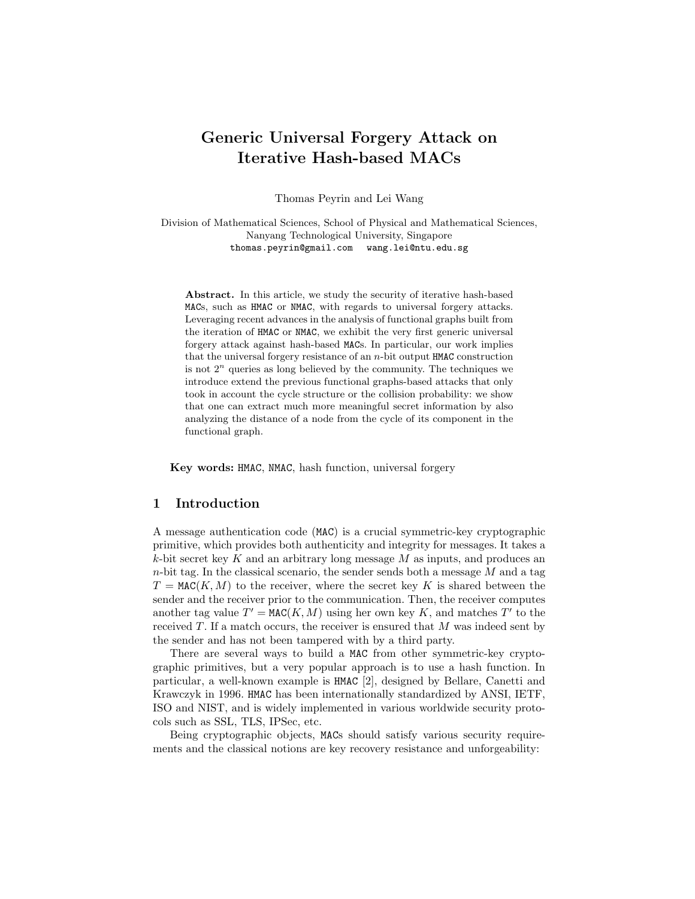# Generic Universal Forgery Attack on Iterative Hash-based MACs

Thomas Peyrin and Lei Wang

Division of Mathematical Sciences, School of Physical and Mathematical Sciences,
Nanyang Technological University, Singapore
thomas.peyrin@gmail.com   wang.lei@ntu.edu.sg

**Abstract.** In this article, we study the security of iterative hash-based MACs, such as HMAC or NMAC, with regards to universal forgery attacks. Leveraging recent advances in the analysis of functional graphs built from the iteration of HMAC or NMAC, we exhibit the very first generic universal forgery attack against hash-based MACs. In particular, our work implies that the universal forgery resistance of an $n$-bit output HMAC construction is not $2^n$ queries as long believed by the community. The techniques we introduce extend the previous functional graphs-based attacks that only took in account the cycle structure or the collision probability: we show that one can extract much more meaningful secret information by also analyzing the distance of a node from the cycle of its component in the functional graph.

**Key words:** HMAC, NMAC, hash function, universal forgery

## 1 Introduction

A message authentication code (MAC) is a crucial symmetric-key cryptographic primitive, which provides both authenticity and integrity for messages. It takes a $k$-bit secret key $K$ and an arbitrary long message $M$ as inputs, and produces an $n$-bit tag. In the classical scenario, the sender sends both a message $M$ and a tag $T = \text{MAC}(K, M)$ to the receiver, where the secret key $K$ is shared between the sender and the receiver prior to the communication. Then, the receiver computes another tag value $T' = \text{MAC}(K, M)$ using her own key $K$, and matches $T'$ to the received $T$. If a match occurs, the receiver is ensured that $M$ was indeed sent by the sender and has not been tampered with by a third party.

There are several ways to build a MAC from other symmetric-key cryptographic primitives, but a very popular approach is to use a hash function. In particular, a well-known example is HMAC [2], designed by Bellare, Canetti and Krawczyk in 1996. HMAC has been internationally standardized by ANSI, IETF, ISO and NIST, and is widely implemented in various worldwide security protocols such as SSL, TLS, IPSec, etc.

Being cryptographic objects, MACs should satisfy various security requirements and the classical notions are key recovery resistance and unforgeability: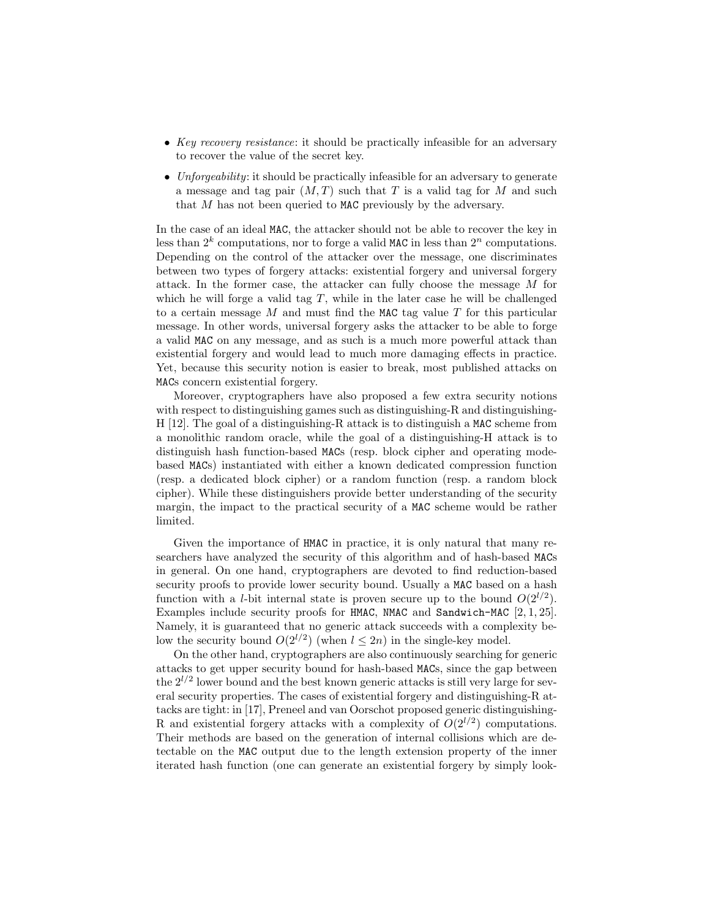- *Key recovery resistance*: it should be practically infeasible for an adversary to recover the value of the secret key.
- *Unforgeability*: it should be practically infeasible for an adversary to generate a message and tag pair $(M, T)$ such that $T$ is a valid tag for $M$ and such that $M$ has not been queried to MAC previously by the adversary.

In the case of an ideal MAC, the attacker should not be able to recover the key in less than $2^k$ computations, nor to forge a valid MAC in less than $2^n$ computations. Depending on the control of the attacker over the message, one discriminates between two types of forgery attacks: existential forgery and universal forgery attack. In the former case, the attacker can fully choose the message $M$ for which he will forge a valid tag $T$, while in the later case he will be challenged to a certain message $M$ and must find the MAC tag value $T$ for this particular message. In other words, universal forgery asks the attacker to be able to forge a valid MAC on any message, and as such is a much more powerful attack than existential forgery and would lead to much more damaging effects in practice. Yet, because this security notion is easier to break, most published attacks on MACs concern existential forgery.

Moreover, cryptographers have also proposed a few extra security notions with respect to distinguishing games such as distinguishing-R and distinguishing-H [12]. The goal of a distinguishing-R attack is to distinguish a MAC scheme from a monolithic random oracle, while the goal of a distinguishing-H attack is to distinguish hash function-based MACs (resp. block cipher and operating mode-based MACs) instantiated with either a known dedicated compression function (resp. a dedicated block cipher) or a random function (resp. a random block cipher). While these distinguishers provide better understanding of the security margin, the impact to the practical security of a MAC scheme would be rather limited.

Given the importance of HMAC in practice, it is only natural that many researchers have analyzed the security of this algorithm and of hash-based MACs in general. On one hand, cryptographers are devoted to find reduction-based security proofs to provide lower security bound. Usually a MAC based on a hash function with a $l$-bit internal state is proven secure up to the bound $O(2^{l/2})$. Examples include security proofs for HMAC, NMAC and Sandwich-MAC [2, 1, 25]. Namely, it is guaranteed that no generic attack succeeds with a complexity below the security bound $O(2^{l/2})$ (when $l \leq 2n$) in the single-key model.

On the other hand, cryptographers are also continuously searching for generic attacks to get upper security bound for hash-based MACs, since the gap between the $2^{l/2}$ lower bound and the best known generic attacks is still very large for several security properties. The cases of existential forgery and distinguishing-R attacks are tight: in [17], Preneel and van Oorschot proposed generic distinguishing-R and existential forgery attacks with a complexity of $O(2^{l/2})$ computations. Their methods are based on the generation of internal collisions which are detectable on the MAC output due to the length extension property of the inner iterated hash function (one can generate an existential forgery by simply look-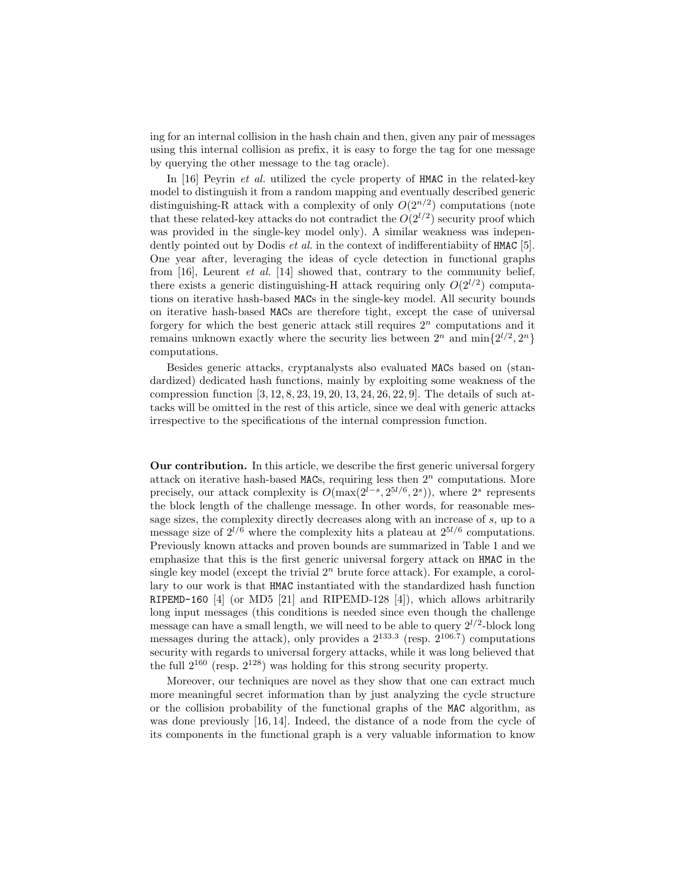ing for an internal collision in the hash chain and then, given any pair of messages using this internal collision as prefix, it is easy to forge the tag for one message by querying the other message to the tag oracle).

In [16] Peyrin *et al.* utilized the cycle property of HMAC in the related-key model to distinguish it from a random mapping and eventually described generic distinguishing-R attack with a complexity of only $O(2^{n/2})$ computations (note that these related-key attacks do not contradict the $O(2^{l/2})$ security proof which was provided in the single-key model only). A similar weakness was independently pointed out by Dodis *et al.* in the context of indifferentiabiity of HMAC [5]. One year after, leveraging the ideas of cycle detection in functional graphs from [16], Leurent *et al.* [14] showed that, contrary to the community belief, there exists a generic distinguishing-H attack requiring only $O(2^{l/2})$ computations on iterative hash-based MACs in the single-key model. All security bounds on iterative hash-based MACs are therefore tight, except the case of universal forgery for which the best generic attack still requires $2^n$ computations and it remains unknown exactly where the security lies between $2^n$ and $\min\{2^{l/2}, 2^n\}$ computations.

Besides generic attacks, cryptanalysts also evaluated MACs based on (standardized) dedicated hash functions, mainly by exploiting some weakness of the compression function [3, 12, 8, 23, 19, 20, 13, 24, 26, 22, 9]. The details of such attacks will be omitted in the rest of this article, since we deal with generic attacks irrespective to the specifications of the internal compression function.

**Our contribution.** In this article, we describe the first generic universal forgery attack on iterative hash-based MACs, requiring less then $2^n$ computations. More precisely, our attack complexity is $O(\max(2^{l-s}, 2^{5l/6}, 2^s))$, where $2^s$ represents the block length of the challenge message. In other words, for reasonable message sizes, the complexity directly decreases along with an increase of $s$, up to a message size of $2^{l/6}$ where the complexity hits a plateau at $2^{5l/6}$ computations. Previously known attacks and proven bounds are summarized in Table 1 and we emphasize that this is the first generic universal forgery attack on HMAC in the single key model (except the trivial $2^n$ brute force attack). For example, a corollary to our work is that HMAC instantiated with the standardized hash function RIPEMD-160 [4] (or MD5 [21] and RIPEMD-128 [4]), which allows arbitrarily long input messages (this conditions is needed since even though the challenge message can have a small length, we will need to be able to query $2^{l/2}$-block long messages during the attack), only provides a $2^{133.3}$ (resp. $2^{106.7}$) computations security with regards to universal forgery attacks, while it was long believed that the full $2^{160}$ (resp. $2^{128}$) was holding for this strong security property.

Moreover, our techniques are novel as they show that one can extract much more meaningful secret information than by just analyzing the cycle structure or the collision probability of the functional graphs of the MAC algorithm, as was done previously [16, 14]. Indeed, the distance of a node from the cycle of its components in the functional graph is a very valuable information to know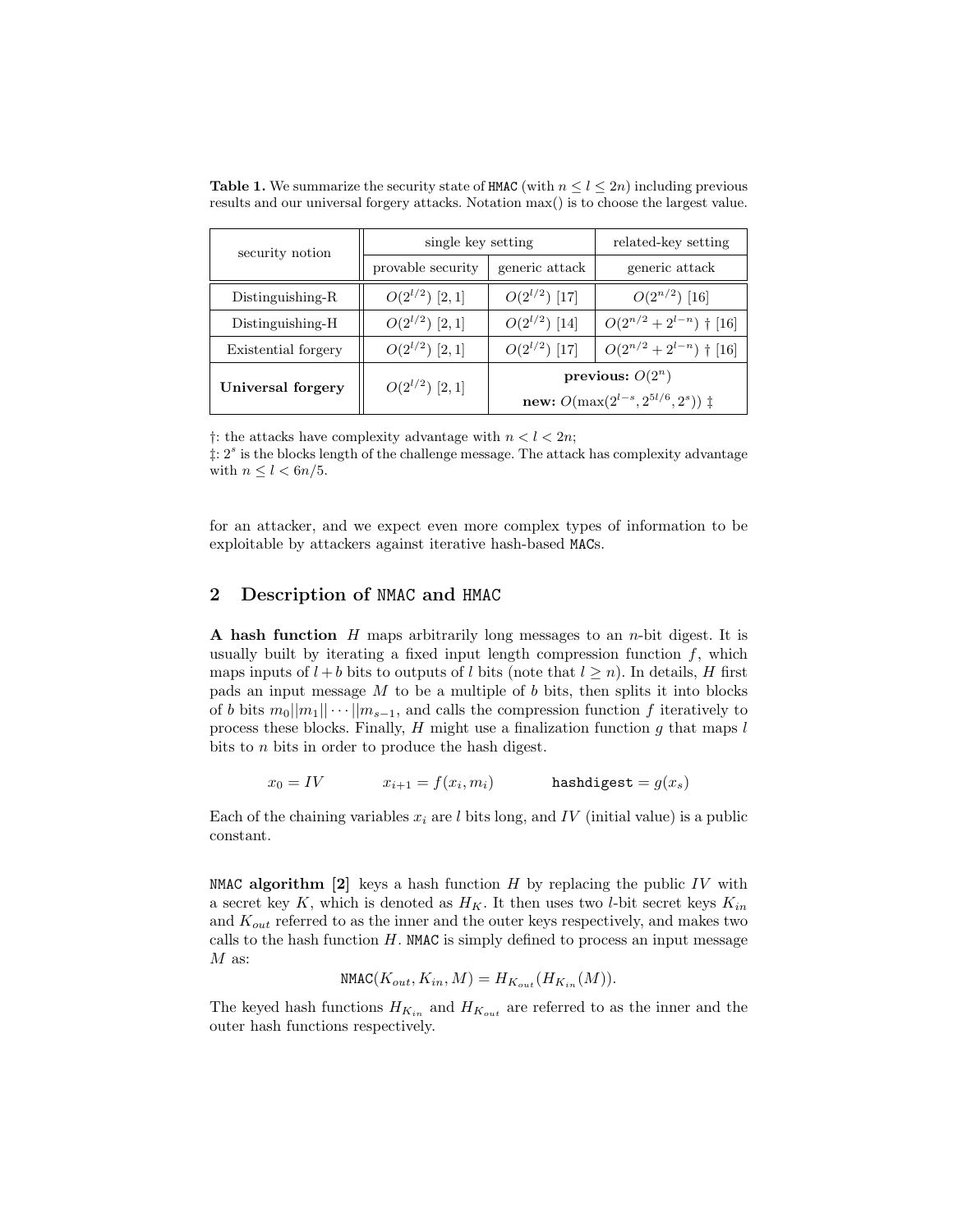**Table 1.** We summarize the security state of HMAC (with $n \leq l \leq 2n$) including previous results and our universal forgery attacks. Notation max() is to choose the largest value.

| security notion | single key setting | | related-key setting |
|---|---|---|---|
| | provable security | generic attack | generic attack |
| Distinguishing-R | $O(2^{l/2})$ [2, 1] | $O(2^{l/2})$ [17] | $O(2^{n/2})$ [16] |
| Distinguishing-H | $O(2^{l/2})$ [2, 1] | $O(2^{l/2})$ [14] | $O(2^{n/2} + 2^{l-n})$ † [16] |
| Existential forgery | $O(2^{l/2})$ [2, 1] | $O(2^{l/2})$ [17] | $O(2^{n/2} + 2^{l-n})$ † [16] |
| **Universal forgery** | $O(2^{l/2})$ [2, 1] | **previous:** $O(2^n)$ **new:** $O(\max(2^{l-s}, 2^{5l/6}, 2^s))$ ‡ | |

†: the attacks have complexity advantage with $n < l < 2n$;
‡: $2^s$ is the blocks length of the challenge message. The attack has complexity advantage with $n \leq l < 6n/5$.

for an attacker, and we expect even more complex types of information to be exploitable by attackers against iterative hash-based MACs.

## 2 Description of NMAC and HMAC

**A hash function** $H$ maps arbitrarily long messages to an $n$-bit digest. It is usually built by iterating a fixed input length compression function $f$, which maps inputs of $l+b$ bits to outputs of $l$ bits (note that $l \geq n$). In details, $H$ first pads an input message $M$ to be a multiple of $b$ bits, then splits it into blocks of $b$ bits $m_0||m_1||\cdots||m_{s-1}$, and calls the compression function $f$ iteratively to process these blocks. Finally, $H$ might use a finalization function $g$ that maps $l$ bits to $n$ bits in order to produce the hash digest.

$$x_0 = IV \qquad x_{i+1} = f(x_i, m_i) \qquad \texttt{hashdigest} = g(x_s)$$

Each of the chaining variables $x_i$ are $l$ bits long, and $IV$ (initial value) is a public constant.

**NMAC algorithm [2]** keys a hash function $H$ by replacing the public $IV$ with a secret key $K$, which is denoted as $H_K$. It then uses two $l$-bit secret keys $K_{in}$ and $K_{out}$ referred to as the inner and the outer keys respectively, and makes two calls to the hash function $H$. NMAC is simply defined to process an input message $M$ as:

$$\texttt{NMAC}(K_{out}, K_{in}, M) = H_{K_{out}}(H_{K_{in}}(M)).$$

The keyed hash functions $H_{K_{in}}$ and $H_{K_{out}}$ are referred to as the inner and the outer hash functions respectively.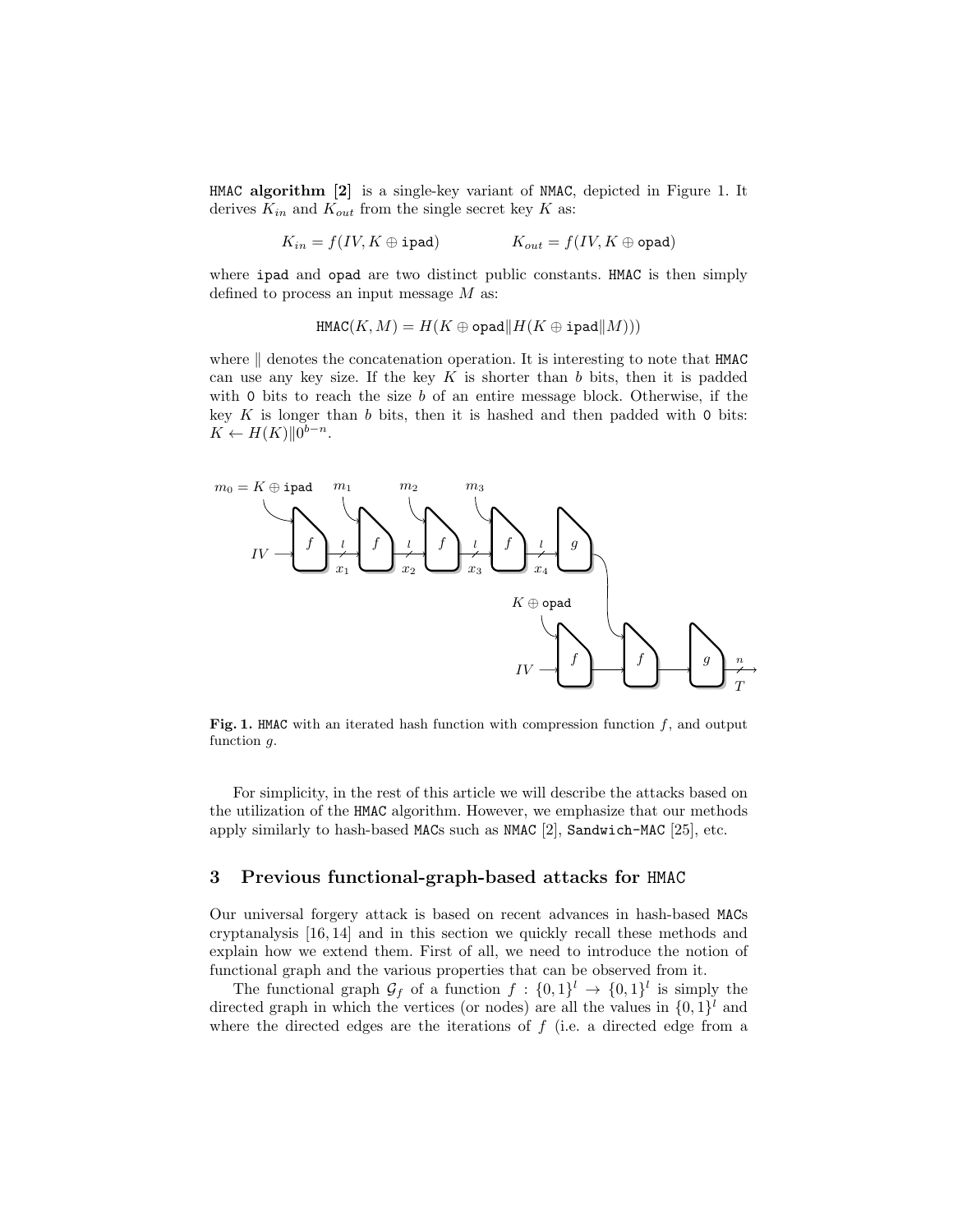`HMAC` **algorithm [2]** is a single-key variant of `NMAC`, depicted in Figure 1. It derives $K_{in}$ and $K_{out}$ from the single secret key $K$ as:

$$K_{in} = f(IV, K \oplus \texttt{ipad}) \qquad\qquad K_{out} = f(IV, K \oplus \texttt{opad})$$

where `ipad` and `opad` are two distinct public constants. `HMAC` is then simply defined to process an input message $M$ as:

$$\texttt{HMAC}(K, M) = H(K \oplus \texttt{opad} \| H(K \oplus \texttt{ipad} \| M)))$$

where $\|$ denotes the concatenation operation. It is interesting to note that `HMAC` can use any key size. If the key $K$ is shorter than $b$ bits, then it is padded with `0` bits to reach the size $b$ of an entire message block. Otherwise, if the key $K$ is longer than $b$ bits, then it is hashed and then padded with `0` bits: $K \leftarrow H(K)\|0^{b-n}$.

**Fig. 1.** `HMAC` with an iterated hash function with compression function $f$, and output function $g$.

For simplicity, in the rest of this article we will describe the attacks based on the utilization of the `HMAC` algorithm. However, we emphasize that our methods apply similarly to hash-based `MAC`s such as `NMAC` [2], `Sandwich-MAC` [25], etc.

## 3 Previous functional-graph-based attacks for `HMAC`

Our universal forgery attack is based on recent advances in hash-based `MAC`s cryptanalysis [16, 14] and in this section we quickly recall these methods and explain how we extend them. First of all, we need to introduce the notion of functional graph and the various properties that can be observed from it.

The functional graph $\mathcal{G}_f$ of a function $f : \{0,1\}^l \rightarrow \{0,1\}^l$ is simply the directed graph in which the vertices (or nodes) are all the values in $\{0,1\}^l$ and where the directed edges are the iterations of $f$ (i.e. a directed edge from a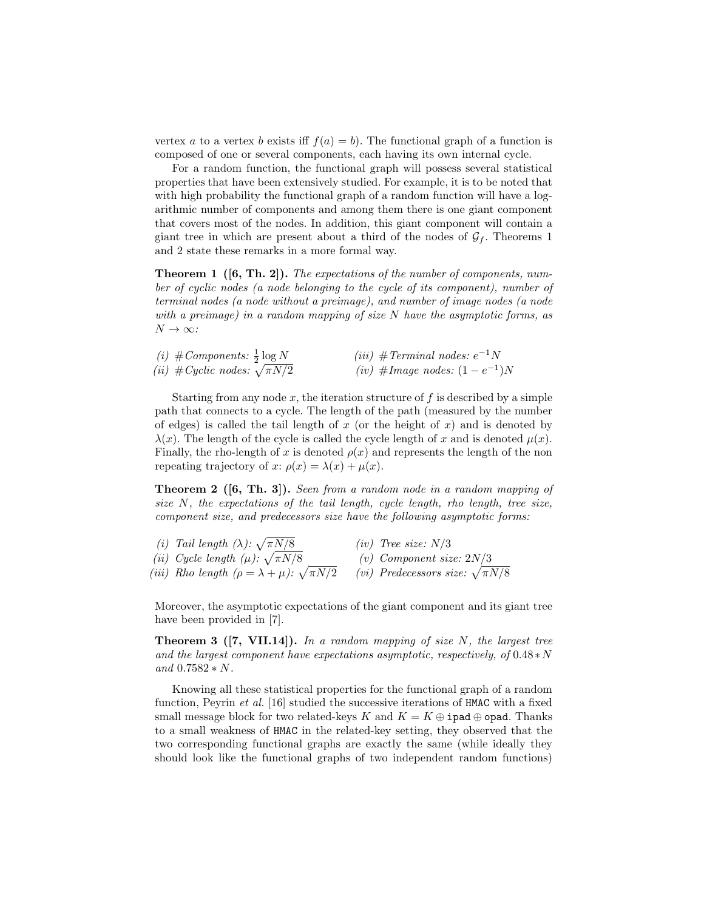vertex $a$ to a vertex $b$ exists iff $f(a) = b$). The functional graph of a function is composed of one or several components, each having its own internal cycle.

For a random function, the functional graph will possess several statistical properties that have been extensively studied. For example, it is to be noted that with high probability the functional graph of a random function will have a logarithmic number of components and among them there is one giant component that covers most of the nodes. In addition, this giant component will contain a giant tree in which are present about a third of the nodes of $\mathcal{G}_f$. Theorems 1 and 2 state these remarks in a more formal way.

**Theorem 1 ([6, Th. 2]).** *The expectations of the number of components, number of cyclic nodes (a node belonging to the cycle of its component), number of terminal nodes (a node without a preimage), and number of image nodes (a node with a preimage) in a random mapping of size $N$ have the asymptotic forms, as $N \to \infty$:*

*(i) #Components:* $\frac{1}{2}\log N$
*(ii) #Cyclic nodes:* $\sqrt{\pi N/2}$
*(iii) #Terminal nodes:* $e^{-1}N$
*(iv) #Image nodes:* $(1 - e^{-1})N$

Starting from any node $x$, the iteration structure of $f$ is described by a simple path that connects to a cycle. The length of the path (measured by the number of edges) is called the tail length of $x$ (or the height of $x$) and is denoted by $\lambda(x)$. The length of the cycle is called the cycle length of $x$ and is denoted $\mu(x)$. Finally, the rho-length of $x$ is denoted $\rho(x)$ and represents the length of the non repeating trajectory of $x$: $\rho(x) = \lambda(x) + \mu(x)$.

**Theorem 2 ([6, Th. 3]).** *Seen from a random node in a random mapping of size $N$, the expectations of the tail length, cycle length, rho length, tree size, component size, and predecessors size have the following asymptotic forms:*

*(i) Tail length ($\lambda$):* $\sqrt{\pi N/8}$
*(ii) Cycle length ($\mu$):* $\sqrt{\pi N/8}$
*(iii) Rho length ($\rho = \lambda + \mu$):* $\sqrt{\pi N/2}$
*(iv) Tree size:* $N/3$
*(v) Component size:* $2N/3$
*(vi) Predecessors size:* $\sqrt{\pi N/8}$

Moreover, the asymptotic expectations of the giant component and its giant tree have been provided in [7].

**Theorem 3 ([7, VII.14]).** *In a random mapping of size $N$, the largest tree and the largest component have expectations asymptotic, respectively, of $0.48 * N$ and $0.7582 * N$.*

Knowing all these statistical properties for the functional graph of a random function, Peyrin *et al.* [16] studied the successive iterations of HMAC with a fixed small message block for two related-keys $K$ and $K = K \oplus \texttt{ipad} \oplus \texttt{opad}$. Thanks to a small weakness of HMAC in the related-key setting, they observed that the two corresponding functional graphs are exactly the same (while ideally they should look like the functional graphs of two independent random functions)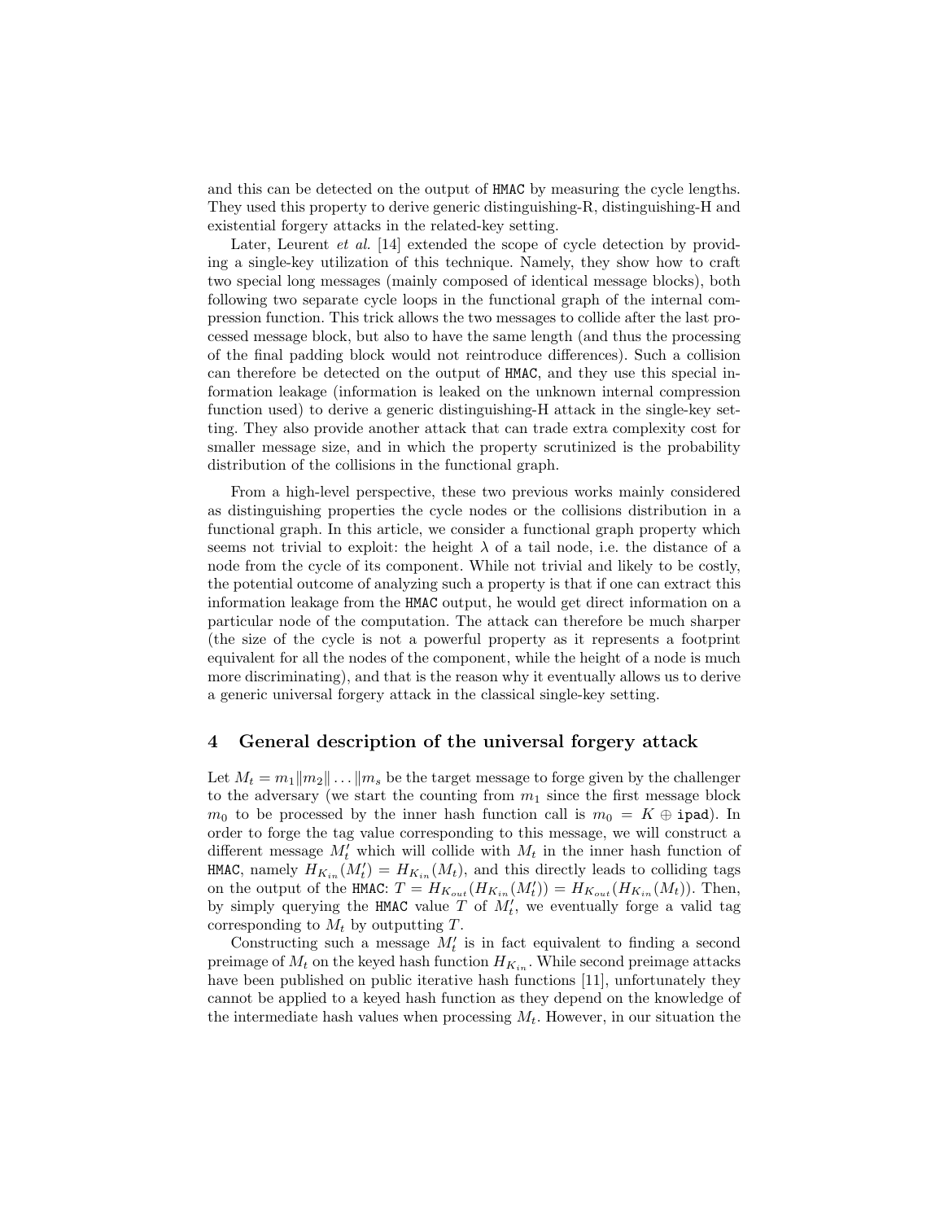and this can be detected on the output of HMAC by measuring the cycle lengths. They used this property to derive generic distinguishing-R, distinguishing-H and existential forgery attacks in the related-key setting.

Later, Leurent *et al.* [14] extended the scope of cycle detection by providing a single-key utilization of this technique. Namely, they show how to craft two special long messages (mainly composed of identical message blocks), both following two separate cycle loops in the functional graph of the internal compression function. This trick allows the two messages to collide after the last processed message block, but also to have the same length (and thus the processing of the final padding block would not reintroduce differences). Such a collision can therefore be detected on the output of HMAC, and they use this special information leakage (information is leaked on the unknown internal compression function used) to derive a generic distinguishing-H attack in the single-key setting. They also provide another attack that can trade extra complexity cost for smaller message size, and in which the property scrutinized is the probability distribution of the collisions in the functional graph.

From a high-level perspective, these two previous works mainly considered as distinguishing properties the cycle nodes or the collisions distribution in a functional graph. In this article, we consider a functional graph property which seems not trivial to exploit: the height $\lambda$ of a tail node, i.e. the distance of a node from the cycle of its component. While not trivial and likely to be costly, the potential outcome of analyzing such a property is that if one can extract this information leakage from the HMAC output, he would get direct information on a particular node of the computation. The attack can therefore be much sharper (the size of the cycle is not a powerful property as it represents a footprint equivalent for all the nodes of the component, while the height of a node is much more discriminating), and that is the reason why it eventually allows us to derive a generic universal forgery attack in the classical single-key setting.

## 4 General description of the universal forgery attack

Let $M_t = m_1 \| m_2 \| \ldots \| m_s$ be the target message to forge given by the challenger to the adversary (we start the counting from $m_1$ since the first message block $m_0$ to be processed by the inner hash function call is $m_0 = K \oplus \texttt{ipad}$). In order to forge the tag value corresponding to this message, we will construct a different message $M'_t$ which will collide with $M_t$ in the inner hash function of HMAC, namely $H_{K_{in}}(M'_t) = H_{K_{in}}(M_t)$, and this directly leads to colliding tags on the output of the HMAC: $T = H_{K_{out}}(H_{K_{in}}(M'_t)) = H_{K_{out}}(H_{K_{in}}(M_t))$. Then, by simply querying the HMAC value $T$ of $M'_t$, we eventually forge a valid tag corresponding to $M_t$ by outputting $T$.

Constructing such a message $M'_t$ is in fact equivalent to finding a second preimage of $M_t$ on the keyed hash function $H_{K_{in}}$. While second preimage attacks have been published on public iterative hash functions [11], unfortunately they cannot be applied to a keyed hash function as they depend on the knowledge of the intermediate hash values when processing $M_t$. However, in our situation the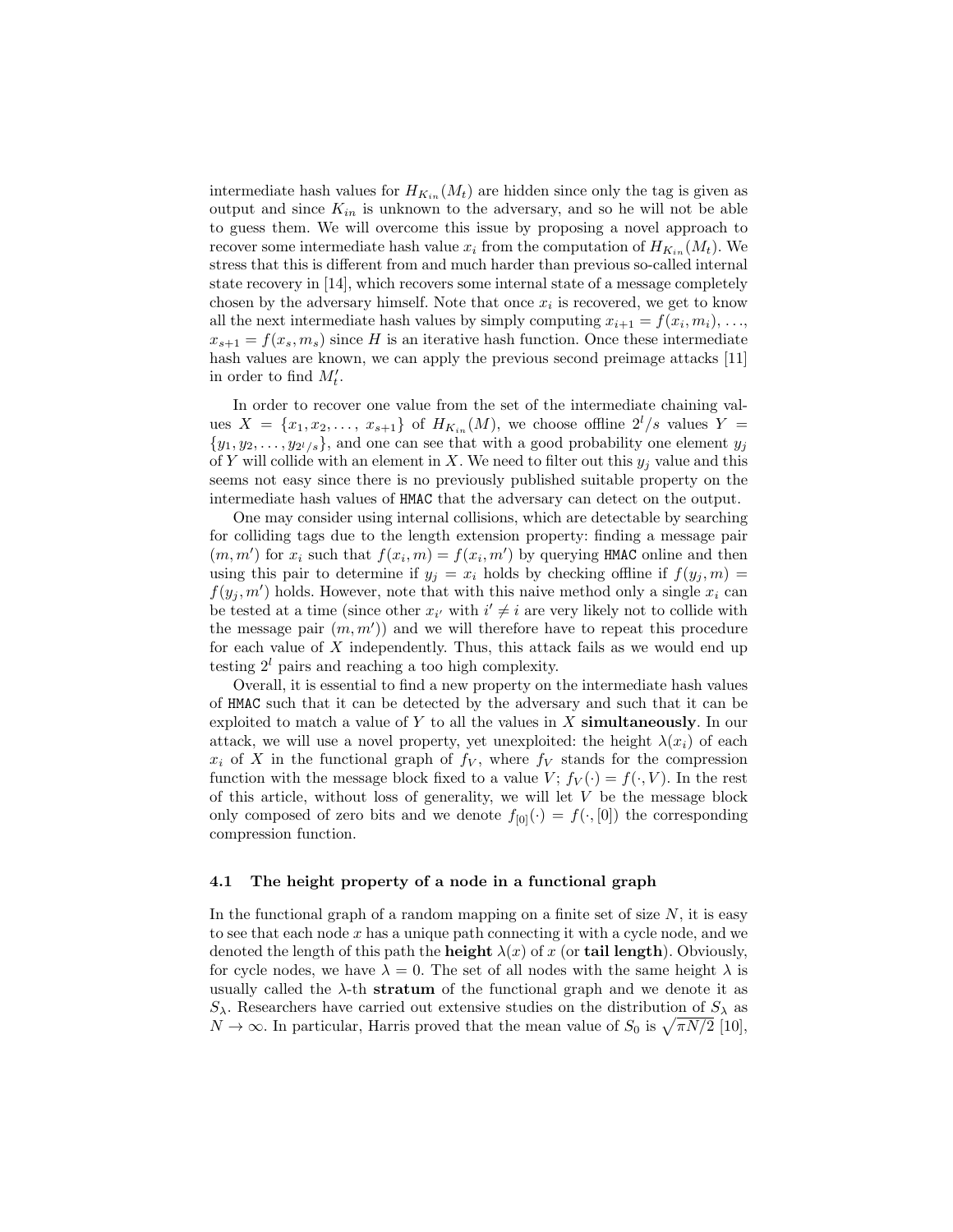intermediate hash values for $H_{K_{in}}(M_t)$ are hidden since only the tag is given as output and since $K_{in}$ is unknown to the adversary, and so he will not be able to guess them. We will overcome this issue by proposing a novel approach to recover some intermediate hash value $x_i$ from the computation of $H_{K_{in}}(M_t)$. We stress that this is different from and much harder than previous so-called internal state recovery in [14], which recovers some internal state of a message completely chosen by the adversary himself. Note that once $x_i$ is recovered, we get to know all the next intermediate hash values by simply computing $x_{i+1} = f(x_i, m_i)$, ..., $x_{s+1} = f(x_s, m_s)$ since $H$ is an iterative hash function. Once these intermediate hash values are known, we can apply the previous second preimage attacks [11] in order to find $M'_t$.

In order to recover one value from the set of the intermediate chaining values $X = \{x_1, x_2, \ldots, x_{s+1}\}$ of $H_{K_{in}}(M)$, we choose offline $2^l/s$ values $Y = \{y_1, y_2, \ldots, y_{2^l/s}\}$, and one can see that with a good probability one element $y_j$ of $Y$ will collide with an element in $X$. We need to filter out this $y_j$ value and this seems not easy since there is no previously published suitable property on the intermediate hash values of HMAC that the adversary can detect on the output.

One may consider using internal collisions, which are detectable by searching for colliding tags due to the length extension property: finding a message pair $(m, m')$ for $x_i$ such that $f(x_i, m) = f(x_i, m')$ by querying HMAC online and then using this pair to determine if $y_j = x_i$ holds by checking offline if $f(y_j, m) = f(y_j, m')$ holds. However, note that with this naive method only a single $x_i$ can be tested at a time (since other $x_{i'}$ with $i' \neq i$ are very likely not to collide with the message pair $(m, m')$) and we will therefore have to repeat this procedure for each value of $X$ independently. Thus, this attack fails as we would end up testing $2^l$ pairs and reaching a too high complexity.

Overall, it is essential to find a new property on the intermediate hash values of HMAC such that it can be detected by the adversary and such that it can be exploited to match a value of $Y$ to all the values in $X$ **simultaneously**. In our attack, we will use a novel property, yet unexploited: the height $\lambda(x_i)$ of each $x_i$ of $X$ in the functional graph of $f_V$, where $f_V$ stands for the compression function with the message block fixed to a value $V$; $f_V(\cdot) = f(\cdot, V)$. In the rest of this article, without loss of generality, we will let $V$ be the message block only composed of zero bits and we denote $f_{[0]}(\cdot) = f(\cdot, [0])$ the corresponding compression function.

### 4.1 The height property of a node in a functional graph

In the functional graph of a random mapping on a finite set of size $N$, it is easy to see that each node $x$ has a unique path connecting it with a cycle node, and we denoted the length of this path the **height** $\lambda(x)$ of $x$ (or **tail length**). Obviously, for cycle nodes, we have $\lambda = 0$. The set of all nodes with the same height $\lambda$ is usually called the $\lambda$-th **stratum** of the functional graph and we denote it as $S_\lambda$. Researchers have carried out extensive studies on the distribution of $S_\lambda$ as $N \to \infty$. In particular, Harris proved that the mean value of $S_0$ is $\sqrt{\pi N/2}$ [10],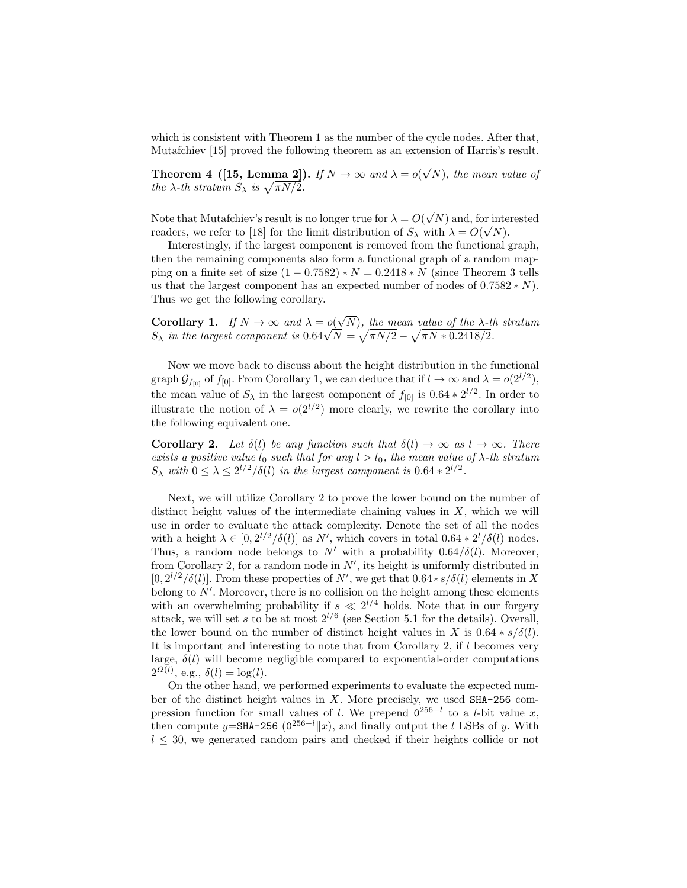which is consistent with Theorem 1 as the number of the cycle nodes. After that, Mutafchiev [15] proved the following theorem as an extension of Harris's result.

**Theorem 4 ([15, Lemma 2]).** *If $N \to \infty$ and $\lambda = o(\sqrt{N})$, the mean value of the $\lambda$-th stratum $S_\lambda$ is $\sqrt{\pi N/2}$.*

Note that Mutafchiev's result is no longer true for $\lambda = O(\sqrt{N})$ and, for interested readers, we refer to [18] for the limit distribution of $S_\lambda$ with $\lambda = O(\sqrt{N})$.

Interestingly, if the largest component is removed from the functional graph, then the remaining components also form a functional graph of a random mapping on a finite set of size $(1 - 0.7582) * N = 0.2418 * N$ (since Theorem 3 tells us that the largest component has an expected number of nodes of $0.7582 * N$). Thus we get the following corollary.

**Corollary 1.** *If $N \to \infty$ and $\lambda = o(\sqrt{N})$, the mean value of the $\lambda$-th stratum $S_\lambda$ in the largest component is $0.64\sqrt{N} = \sqrt{\pi N/2} - \sqrt{\pi N * 0.2418/2}$.*

Now we move back to discuss about the height distribution in the functional graph $\mathcal{G}_{f_{[0]}}$ of $f_{[0]}$. From Corollary 1, we can deduce that if $l \to \infty$ and $\lambda = o(2^{l/2})$, the mean value of $S_\lambda$ in the largest component of $f_{[0]}$ is $0.64 * 2^{l/2}$. In order to illustrate the notion of $\lambda = o(2^{l/2})$ more clearly, we rewrite the corollary into the following equivalent one.

**Corollary 2.** *Let $\delta(l)$ be any function such that $\delta(l) \to \infty$ as $l \to \infty$. There exists a positive value $l_0$ such that for any $l > l_0$, the mean value of $\lambda$-th stratum $S_\lambda$ with $0 \le \lambda \le 2^{l/2}/\delta(l)$ in the largest component is $0.64 * 2^{l/2}$.*

Next, we will utilize Corollary 2 to prove the lower bound on the number of distinct height values of the intermediate chaining values in $X$, which we will use in order to evaluate the attack complexity. Denote the set of all the nodes with a height $\lambda \in [0, 2^{l/2}/\delta(l)]$ as $N'$, which covers in total $0.64 * 2^l/\delta(l)$ nodes. Thus, a random node belongs to $N'$ with a probability $0.64/\delta(l)$. Moreover, from Corollary 2, for a random node in $N'$, its height is uniformly distributed in $[0, 2^{l/2}/\delta(l)]$. From these properties of $N'$, we get that $0.64 * s/\delta(l)$ elements in $X$ belong to $N'$. Moreover, there is no collision on the height among these elements with an overwhelming probability if $s \ll 2^{l/4}$ holds. Note that in our forgery attack, we will set $s$ to be at most $2^{l/6}$ (see Section 5.1 for the details). Overall, the lower bound on the number of distinct height values in $X$ is $0.64 * s/\delta(l)$. It is important and interesting to note that from Corollary 2, if $l$ becomes very large, $\delta(l)$ will become negligible compared to exponential-order computations $2^{\Omega(l)}$, e.g., $\delta(l) = \log(l)$.

On the other hand, we performed experiments to evaluate the expected number of the distinct height values in $X$. More precisely, we used SHA-256 compression function for small values of $l$. We prepend $0^{256-l}$ to a $l$-bit value $x$, then compute $y$=SHA-256 $(0^{256-l} \| x)$, and finally output the $l$ LSBs of $y$. With $l \le 30$, we generated random pairs and checked if their heights collide or not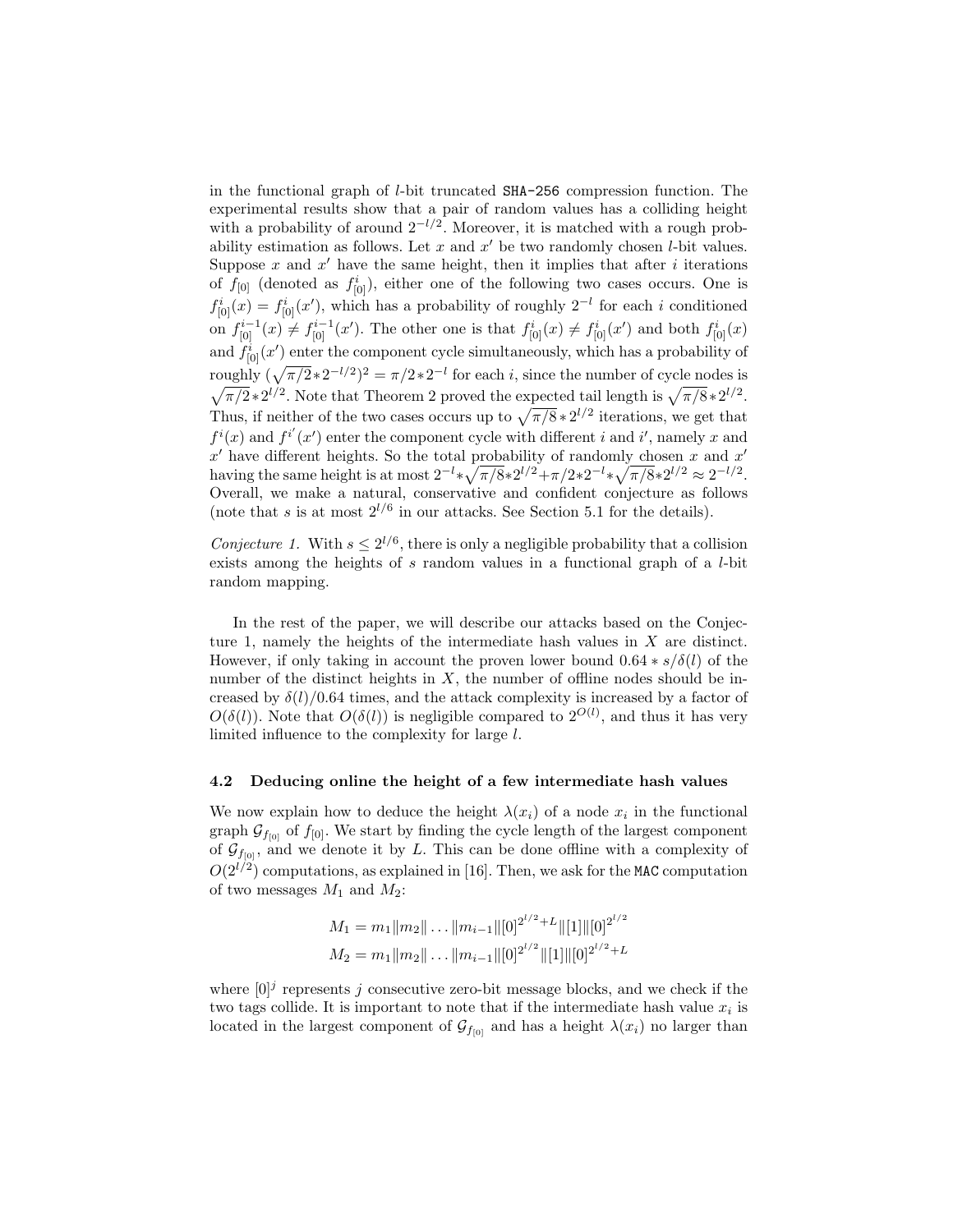in the functional graph of $l$-bit truncated SHA-256 compression function. The experimental results show that a pair of random values has a colliding height with a probability of around $2^{-l/2}$. Moreover, it is matched with a rough probability estimation as follows. Let $x$ and $x'$ be two randomly chosen $l$-bit values. Suppose $x$ and $x'$ have the same height, then it implies that after $i$ iterations of $f_{[0]}$ (denoted as $f^i_{[0]}$), either one of the following two cases occurs. One is $f^i_{[0]}(x) = f^i_{[0]}(x')$, which has a probability of roughly $2^{-l}$ for each $i$ conditioned on $f^{i-1}_{[0]}(x) \neq f^{i-1}_{[0]}(x')$. The other one is that $f^i_{[0]}(x) \neq f^i_{[0]}(x')$ and both $f^i_{[0]}(x)$ and $f^i_{[0]}(x')$ enter the component cycle simultaneously, which has a probability of roughly $(\sqrt{\pi/2}*2^{-l/2})^2 = \pi/2*2^{-l}$ for each $i$, since the number of cycle nodes is $\sqrt{\pi/2}*2^{l/2}$. Note that Theorem 2 proved the expected tail length is $\sqrt{\pi/8}*2^{l/2}$. Thus, if neither of the two cases occurs up to $\sqrt{\pi/8}*2^{l/2}$ iterations, we get that $f^i(x)$ and $f^{i'}(x')$ enter the component cycle with different $i$ and $i'$, namely $x$ and $x'$ have different heights. So the total probability of randomly chosen $x$ and $x'$ having the same height is at most $2^{-l}*\sqrt{\pi/8}*2^{l/2}+\pi/2*2^{-l}*\sqrt{\pi/8}*2^{l/2} \approx 2^{-l/2}$. Overall, we make a natural, conservative and confident conjecture as follows (note that $s$ is at most $2^{l/6}$ in our attacks. See Section 5.1 for the details).

*Conjecture 1.* With $s \leq 2^{l/6}$, there is only a negligible probability that a collision exists among the heights of $s$ random values in a functional graph of a $l$-bit random mapping.

In the rest of the paper, we will describe our attacks based on the Conjecture 1, namely the heights of the intermediate hash values in $X$ are distinct. However, if only taking in account the proven lower bound $0.64*s/\delta(l)$ of the number of the distinct heights in $X$, the number of offline nodes should be increased by $\delta(l)/0.64$ times, and the attack complexity is increased by a factor of $O(\delta(l))$. Note that $O(\delta(l))$ is negligible compared to $2^{O(l)}$, and thus it has very limited influence to the complexity for large $l$.

### 4.2 Deducing online the height of a few intermediate hash values

We now explain how to deduce the height $\lambda(x_i)$ of a node $x_i$ in the functional graph $\mathcal{G}_{f_{[0]}}$ of $f_{[0]}$. We start by finding the cycle length of the largest component of $\mathcal{G}_{f_{[0]}}$, and we denote it by $L$. This can be done offline with a complexity of $O(2^{l/2})$ computations, as explained in [16]. Then, we ask for the MAC computation of two messages $M_1$ and $M_2$:

$$M_1 = m_1\|m_2\|\ldots\|m_{i-1}\|[0]^{2^{l/2}+L}\|[1]\|[0]^{2^{l/2}}$$
$$M_2 = m_1\|m_2\|\ldots\|m_{i-1}\|[0]^{2^{l/2}}\|[1]\|[0]^{2^{l/2}+L}$$

where $[0]^j$ represents $j$ consecutive zero-bit message blocks, and we check if the two tags collide. It is important to note that if the intermediate hash value $x_i$ is located in the largest component of $\mathcal{G}_{f_{[0]}}$ and has a height $\lambda(x_i)$ no larger than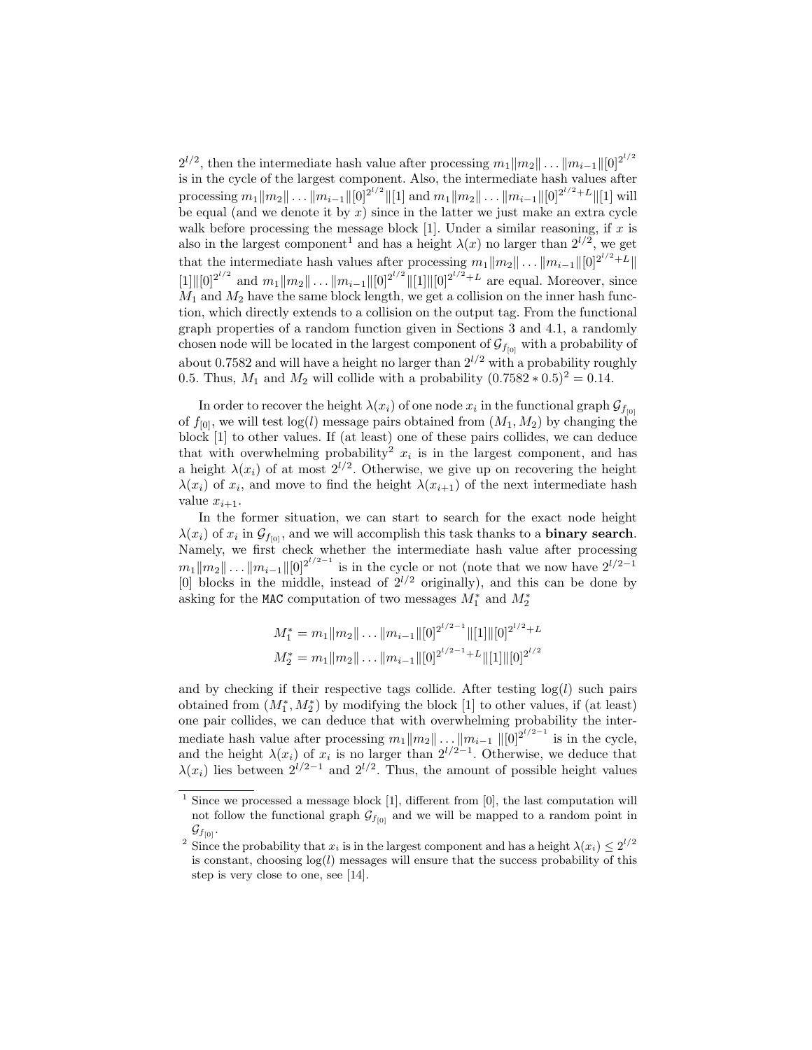$2^{l/2}$, then the intermediate hash value after processing $m_1\|m_2\|\dots\|m_{i-1}\|[0]^{2^{l/2}}$ is in the cycle of the largest component. Also, the intermediate hash values after processing $m_1\|m_2\|\dots\|m_{i-1}\|[0]^{2^{l/2}}\|[1]$ and $m_1\|m_2\|\dots\|m_{i-1}\|[0]^{2^{l/2}+L}\|[1]$ will be equal (and we denote it by $x$) since in the latter we just make an extra cycle walk before processing the message block [1]. Under a similar reasoning, if $x$ is also in the largest component[1] and has a height $\lambda(x)$ no larger than $2^{l/2}$, we get that the intermediate hash values after processing $m_1\|m_2\|\dots\|m_{i-1}\|[0]^{2^{l/2}+L}\|[1]\|[0]^{2^{l/2}}$ and $m_1\|m_2\|\dots\|m_{i-1}\|[0]^{2^{l/2}}\|[1]\|[0]^{2^{l/2}+L}$ are equal. Moreover, since $M_1$ and $M_2$ have the same block length, we get a collision on the inner hash function, which directly extends to a collision on the output tag. From the functional graph properties of a random function given in Sections 3 and 4.1, a randomly chosen node will be located in the largest component of $\mathcal{G}_{f_{[0]}}$ with a probability of about 0.7582 and will have a height no larger than $2^{l/2}$ with a probability roughly 0.5. Thus, $M_1$ and $M_2$ will collide with a probability $(0.7582 * 0.5)^2 = 0.14$.

In order to recover the height $\lambda(x_i)$ of one node $x_i$ in the functional graph $\mathcal{G}_{f_{[0]}}$ of $f_{[0]}$, we will test $\log(l)$ message pairs obtained from $(M_1, M_2)$ by changing the block [1] to other values. If (at least) one of these pairs collides, we can deduce that with overwhelming probability[2] $x_i$ is in the largest component, and has a height $\lambda(x_i)$ of at most $2^{l/2}$. Otherwise, we give up on recovering the height $\lambda(x_i)$ of $x_i$, and move to find the height $\lambda(x_{i+1})$ of the next intermediate hash value $x_{i+1}$.

In the former situation, we can start to search for the exact node height $\lambda(x_i)$ of $x_i$ in $\mathcal{G}_{f_{[0]}}$, and we will accomplish this task thanks to a **binary search**. Namely, we first check whether the intermediate hash value after processing $m_1\|m_2\|\dots\|m_{i-1}\|[0]^{2^{l/2-1}}$ is in the cycle or not (note that we now have $2^{l/2-1}$ [0] blocks in the middle, instead of $2^{l/2}$ originally), and this can be done by asking for the MAC computation of two messages $M_1^*$ and $M_2^*$

$$M_1^* = m_1\|m_2\|\dots\|m_{i-1}\|[0]^{2^{l/2-1}}\|[1]\|[0]^{2^{l/2}+L}$$
$$M_2^* = m_1\|m_2\|\dots\|m_{i-1}\|[0]^{2^{l/2-1}+L}\|[1]\|[0]^{2^{l/2}}$$

and by checking if their respective tags collide. After testing $\log(l)$ such pairs obtained from $(M_1^*, M_2^*)$ by modifying the block [1] to other values, if (at least) one pair collides, we can deduce that with overwhelming probability the intermediate hash value after processing $m_1\|m_2\|\dots\|m_{i-1}\ \|[0]^{2^{l/2-1}}$ is in the cycle, and the height $\lambda(x_i)$ of $x_i$ is no larger than $2^{l/2-1}$. Otherwise, we deduce that $\lambda(x_i)$ lies between $2^{l/2-1}$ and $2^{l/2}$. Thus, the amount of possible height values

---

[1] Since we processed a message block [1], different from [0], the last computation will not follow the functional graph $\mathcal{G}_{f_{[0]}}$ and we will be mapped to a random point in $\mathcal{G}_{f_{[0]}}$.

[2] Since the probability that $x_i$ is in the largest component and has a height $\lambda(x_i) \leq 2^{l/2}$ is constant, choosing $\log(l)$ messages will ensure that the success probability of this step is very close to one, see [14].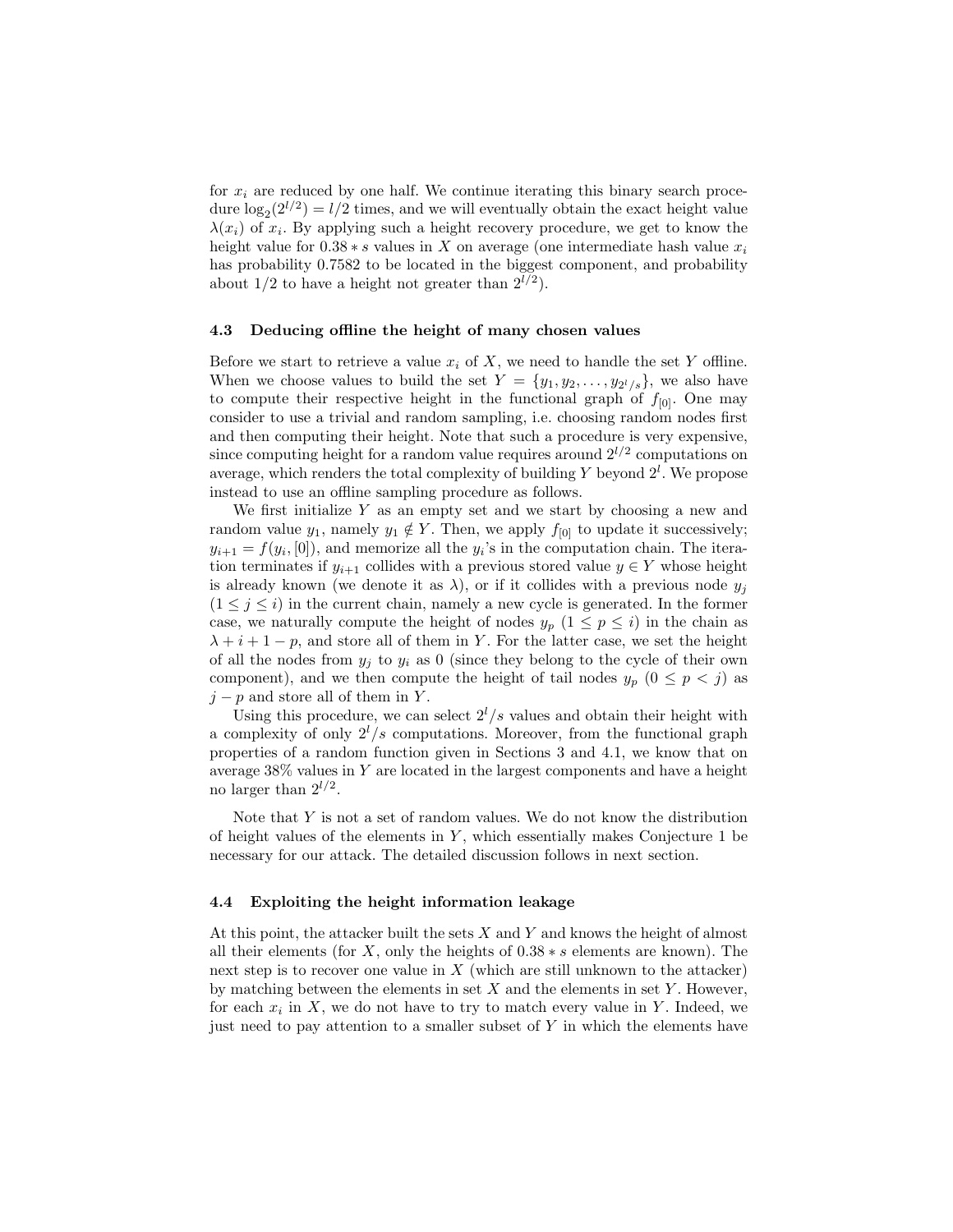for $x_i$ are reduced by one half. We continue iterating this binary search procedure $\log_2(2^{l/2}) = l/2$ times, and we will eventually obtain the exact height value $\lambda(x_i)$ of $x_i$. By applying such a height recovery procedure, we get to know the height value for $0.38 * s$ values in $X$ on average (one intermediate hash value $x_i$ has probability 0.7582 to be located in the biggest component, and probability about 1/2 to have a height not greater than $2^{l/2}$).

### 4.3 Deducing offline the height of many chosen values

Before we start to retrieve a value $x_i$ of $X$, we need to handle the set $Y$ offline. When we choose values to build the set $Y = \{y_1, y_2, \ldots, y_{2^l/s}\}$, we also have to compute their respective height in the functional graph of $f_{[0]}$. One may consider to use a trivial and random sampling, i.e. choosing random nodes first and then computing their height. Note that such a procedure is very expensive, since computing height for a random value requires around $2^{l/2}$ computations on average, which renders the total complexity of building $Y$ beyond $2^l$. We propose instead to use an offline sampling procedure as follows.

We first initialize $Y$ as an empty set and we start by choosing a new and random value $y_1$, namely $y_1 \notin Y$. Then, we apply $f_{[0]}$ to update it successively; $y_{i+1} = f(y_i, [0])$, and memorize all the $y_i$'s in the computation chain. The iteration terminates if $y_{i+1}$ collides with a previous stored value $y \in Y$ whose height is already known (we denote it as $\lambda$), or if it collides with a previous node $y_j$ ($1 \leq j \leq i$) in the current chain, namely a new cycle is generated. In the former case, we naturally compute the height of nodes $y_p$ ($1 \leq p \leq i$) in the chain as $\lambda + i + 1 - p$, and store all of them in $Y$. For the latter case, we set the height of all the nodes from $y_j$ to $y_i$ as 0 (since they belong to the cycle of their own component), and we then compute the height of tail nodes $y_p$ ($0 \leq p < j$) as $j - p$ and store all of them in $Y$.

Using this procedure, we can select $2^l/s$ values and obtain their height with a complexity of only $2^l/s$ computations. Moreover, from the functional graph properties of a random function given in Sections 3 and 4.1, we know that on average 38% values in $Y$ are located in the largest components and have a height no larger than $2^{l/2}$.

Note that $Y$ is not a set of random values. We do not know the distribution of height values of the elements in $Y$, which essentially makes Conjecture 1 be necessary for our attack. The detailed discussion follows in next section.

### 4.4 Exploiting the height information leakage

At this point, the attacker built the sets $X$ and $Y$ and knows the height of almost all their elements (for $X$, only the heights of $0.38 * s$ elements are known). The next step is to recover one value in $X$ (which are still unknown to the attacker) by matching between the elements in set $X$ and the elements in set $Y$. However, for each $x_i$ in $X$, we do not have to try to match every value in $Y$. Indeed, we just need to pay attention to a smaller subset of $Y$ in which the elements have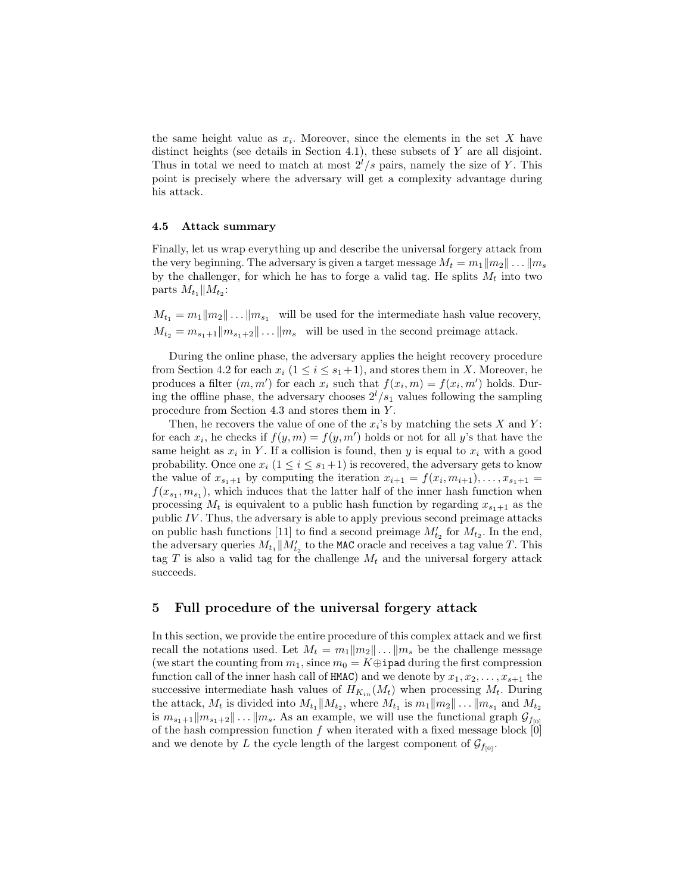the same height value as $x_i$. Moreover, since the elements in the set $X$ have distinct heights (see details in Section 4.1), these subsets of $Y$ are all disjoint. Thus in total we need to match at most $2^l/s$ pairs, namely the size of $Y$. This point is precisely where the adversary will get a complexity advantage during his attack.

### 4.5 Attack summary

Finally, let us wrap everything up and describe the universal forgery attack from the very beginning. The adversary is given a target message $M_t = m_1\|m_2\|\ldots\|m_s$ by the challenger, for which he has to forge a valid tag. He splits $M_t$ into two parts $M_{t_1}\|M_{t_2}$:

$M_{t_1} = m_1\|m_2\|\ldots\|m_{s_1}$ will be used for the intermediate hash value recovery,
$M_{t_2} = m_{s_1+1}\|m_{s_1+2}\|\ldots\|m_s$ will be used in the second preimage attack.

During the online phase, the adversary applies the height recovery procedure from Section 4.2 for each $x_i$ ($1 \le i \le s_1+1$), and stores them in $X$. Moreover, he produces a filter $(m, m')$ for each $x_i$ such that $f(x_i, m) = f(x_i, m')$ holds. During the offline phase, the adversary chooses $2^l/s_1$ values following the sampling procedure from Section 4.3 and stores them in $Y$.

Then, he recovers the value of one of the $x_i$'s by matching the sets $X$ and $Y$: for each $x_i$, he checks if $f(y, m) = f(y, m')$ holds or not for all $y$'s that have the same height as $x_i$ in $Y$. If a collision is found, then $y$ is equal to $x_i$ with a good probability. Once one $x_i$ ($1 \le i \le s_1+1$) is recovered, the adversary gets to know the value of $x_{s_1+1}$ by computing the iteration $x_{i+1} = f(x_i, m_{i+1}), \ldots, x_{s_1+1} = f(x_{s_1}, m_{s_1})$, which induces that the latter half of the inner hash function when processing $M_t$ is equivalent to a public hash function by regarding $x_{s_1+1}$ as the public $IV$. Thus, the adversary is able to apply previous second preimage attacks on public hash functions [11] to find a second preimage $M'_{t_2}$ for $M_{t_2}$. In the end, the adversary queries $M_{t_1}\|M'_{t_2}$ to the MAC oracle and receives a tag value $T$. This tag $T$ is also a valid tag for the challenge $M_t$ and the universal forgery attack succeeds.

## 5 Full procedure of the universal forgery attack

In this section, we provide the entire procedure of this complex attack and we first recall the notations used. Let $M_t = m_1\|m_2\|\ldots\|m_s$ be the challenge message (we start the counting from $m_1$, since $m_0 = K \oplus \mathtt{ipad}$ during the first compression function call of the inner hash call of HMAC) and we denote by $x_1, x_2, \ldots, x_{s+1}$ the successive intermediate hash values of $H_{K_{in}}(M_t)$ when processing $M_t$. During the attack, $M_t$ is divided into $M_{t_1}\|M_{t_2}$, where $M_{t_1}$ is $m_1\|m_2\|\ldots\|m_{s_1}$ and $M_{t_2}$ is $m_{s_1+1}\|m_{s_1+2}\|\ldots\|m_s$. As an example, we will use the functional graph $\mathcal{G}_{f_{[0]}}$ of the hash compression function $f$ when iterated with a fixed message block $[0]$ and we denote by $L$ the cycle length of the largest component of $\mathcal{G}_{f_{[0]}}$.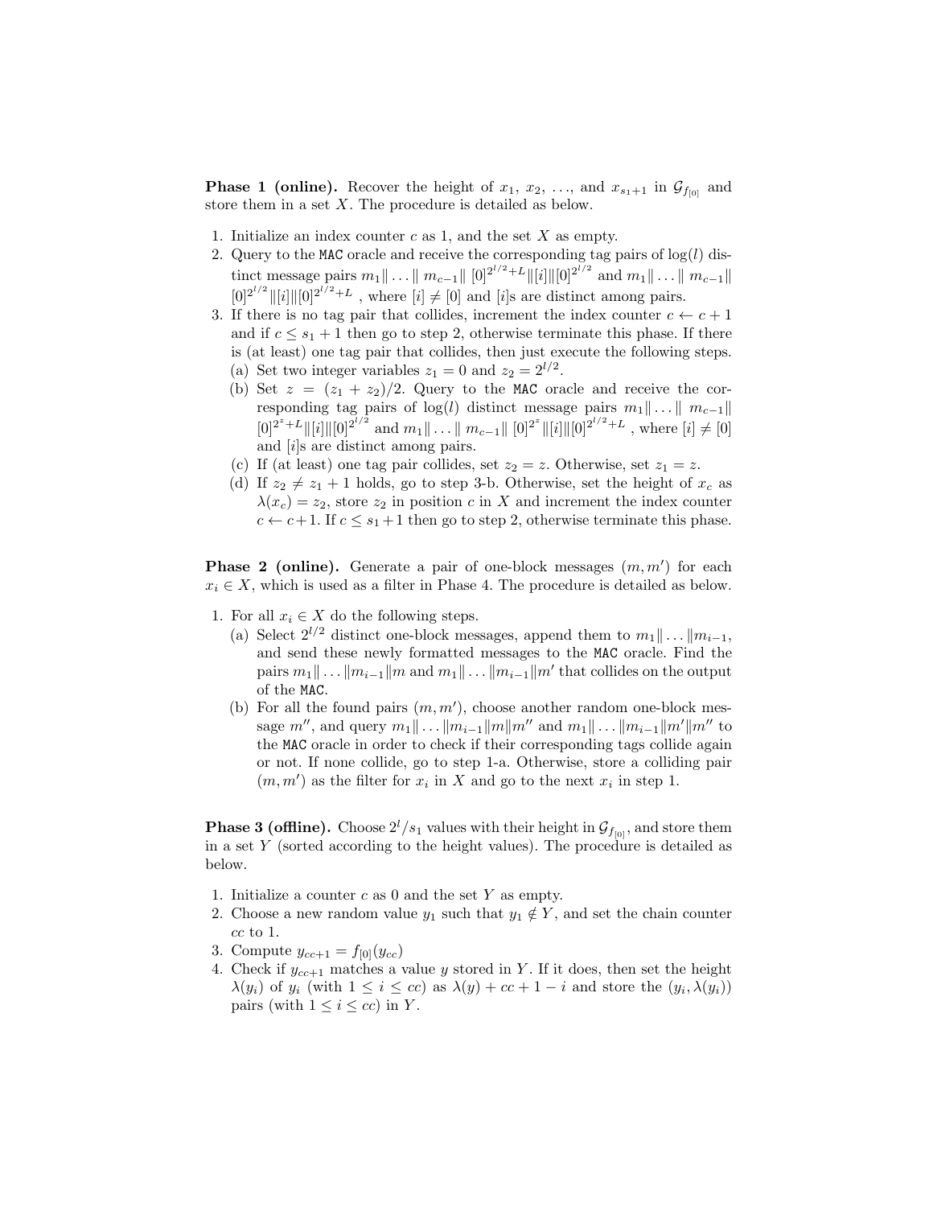**Phase 1 (online).** Recover the height of $x_1$, $x_2$, …, and $x_{s_1+1}$ in $\mathcal{G}_{f_{[0]}}$ and store them in a set $X$. The procedure is detailed as below.

1. Initialize an index counter $c$ as 1, and the set $X$ as empty.
2. Query to the MAC oracle and receive the corresponding tag pairs of $\log(l)$ distinct message pairs $m_1\| \dots \| m_{c-1}\| [0]^{2^{l/2}+L}\|[i]\|[0]^{2^{l/2}}$ and $m_1\| \dots \| m_{c-1}\| [0]^{2^{l/2}}\|[i]\|[0]^{2^{l/2}+L}$ , where $[i] \neq [0]$ and $[i]$s are distinct among pairs.
3. If there is no tag pair that collides, increment the index counter $c \leftarrow c+1$ and if $c \leq s_1+1$ then go to step 2, otherwise terminate this phase. If there is (at least) one tag pair that collides, then just execute the following steps.
   (a) Set two integer variables $z_1 = 0$ and $z_2 = 2^{l/2}$.
   (b) Set $z = (z_1 + z_2)/2$. Query to the MAC oracle and receive the corresponding tag pairs of $\log(l)$ distinct message pairs $m_1\| \dots \| m_{c-1}\| [0]^{2^z+L}\|[i]\|[0]^{2^{l/2}}$ and $m_1\| \dots \| m_{c-1}\| [0]^{2^z}\|[i]\|[0]^{2^{l/2}+L}$ , where $[i] \neq [0]$ and $[i]$s are distinct among pairs.
   (c) If (at least) one tag pair collides, set $z_2 = z$. Otherwise, set $z_1 = z$.
   (d) If $z_2 \neq z_1 + 1$ holds, go to step 3-b. Otherwise, set the height of $x_c$ as $\lambda(x_c) = z_2$, store $z_2$ in position $c$ in $X$ and increment the index counter $c \leftarrow c+1$. If $c \leq s_1+1$ then go to step 2, otherwise terminate this phase.

**Phase 2 (online).** Generate a pair of one-block messages $(m, m')$ for each $x_i \in X$, which is used as a filter in Phase 4. The procedure is detailed as below.

1. For all $x_i \in X$ do the following steps.
   (a) Select $2^{l/2}$ distinct one-block messages, append them to $m_1\| \dots \|m_{i-1}$, and send these newly formatted messages to the MAC oracle. Find the pairs $m_1\| \dots \|m_{i-1}\|m$ and $m_1\| \dots \|m_{i-1}\|m'$ that collides on the output of the MAC.
   (b) For all the found pairs $(m, m')$, choose another random one-block message $m''$, and query $m_1\| \dots \|m_{i-1}\|m\|m''$ and $m_1\| \dots \|m_{i-1}\|m'\|m''$ to the MAC oracle in order to check if their corresponding tags collide again or not. If none collide, go to step 1-a. Otherwise, store a colliding pair $(m, m')$ as the filter for $x_i$ in $X$ and go to the next $x_i$ in step 1.

**Phase 3 (offline).** Choose $2^l/s_1$ values with their height in $\mathcal{G}_{f_{[0]}}$, and store them in a set $Y$ (sorted according to the height values). The procedure is detailed as below.

1. Initialize a counter $c$ as 0 and the set $Y$ as empty.
2. Choose a new random value $y_1$ such that $y_1 \notin Y$, and set the chain counter $cc$ to 1.
3. Compute $y_{cc+1} = f_{[0]}(y_{cc})$
4. Check if $y_{cc+1}$ matches a value $y$ stored in $Y$. If it does, then set the height $\lambda(y_i)$ of $y_i$ (with $1 \leq i \leq cc$) as $\lambda(y) + cc + 1 - i$ and store the $(y_i, \lambda(y_i))$ pairs (with $1 \leq i \leq cc$) in $Y$.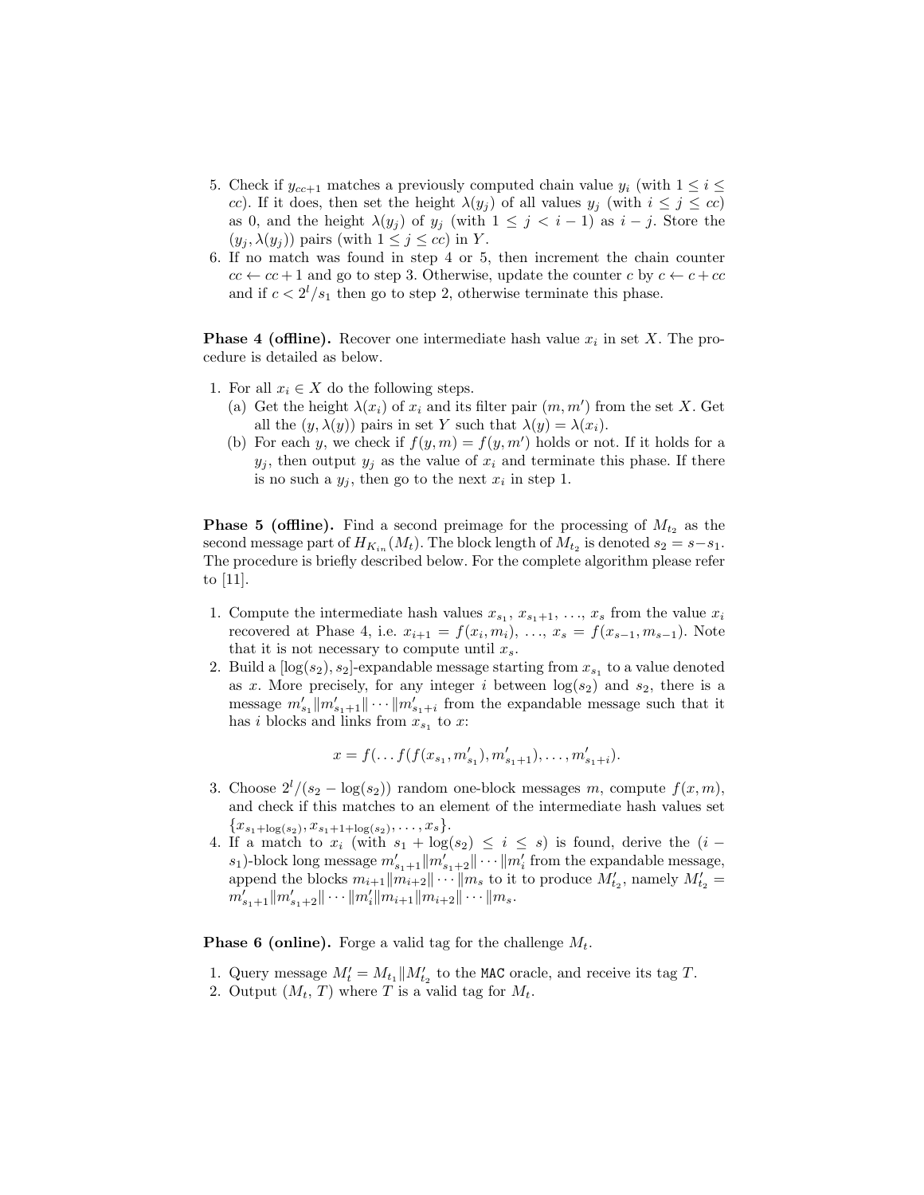5. Check if $y_{cc+1}$ matches a previously computed chain value $y_i$ (with $1 \leq i \leq cc$). If it does, then set the height $\lambda(y_j)$ of all values $y_j$ (with $i \leq j \leq cc$) as 0, and the height $\lambda(y_j)$ of $y_j$ (with $1 \leq j < i-1$) as $i-j$. Store the $(y_j, \lambda(y_j))$ pairs (with $1 \leq j \leq cc$) in $Y$.
6. If no match was found in step 4 or 5, then increment the chain counter $cc \leftarrow cc+1$ and go to step 3. Otherwise, update the counter $c$ by $c \leftarrow c + cc$ and if $c < 2^l/s_1$ then go to step 2, otherwise terminate this phase.

**Phase 4 (offline).** Recover one intermediate hash value $x_i$ in set $X$. The procedure is detailed as below.

1. For all $x_i \in X$ do the following steps.
   (a) Get the height $\lambda(x_i)$ of $x_i$ and its filter pair $(m, m')$ from the set $X$. Get all the $(y, \lambda(y))$ pairs in set $Y$ such that $\lambda(y) = \lambda(x_i)$.
   (b) For each $y$, we check if $f(y, m) = f(y, m')$ holds or not. If it holds for a $y_j$, then output $y_j$ as the value of $x_i$ and terminate this phase. If there is no such a $y_j$, then go to the next $x_i$ in step 1.

**Phase 5 (offline).** Find a second preimage for the processing of $M_{t_2}$ as the second message part of $H_{K_{in}}(M_t)$. The block length of $M_{t_2}$ is denoted $s_2 = s - s_1$. The procedure is briefly described below. For the complete algorithm please refer to [11].

1. Compute the intermediate hash values $x_{s_1}, x_{s_1+1}, \ldots, x_s$ from the value $x_i$ recovered at Phase 4, i.e. $x_{i+1} = f(x_i, m_i), \ldots, x_s = f(x_{s-1}, m_{s-1})$. Note that it is not necessary to compute until $x_s$.
2. Build a $[\log(s_2), s_2]$-expandable message starting from $x_{s_1}$ to a value denoted as $x$. More precisely, for any integer $i$ between $\log(s_2)$ and $s_2$, there is a message $m'_{s_1} \| m'_{s_1+1} \| \cdots \| m'_{s_1+i}$ from the expandable message such that it has $i$ blocks and links from $x_{s_1}$ to $x$:
$$x = f(\ldots f(f(x_{s_1}, m'_{s_1}), m'_{s_1+1}), \ldots, m'_{s_1+i}).$$
3. Choose $2^l/(s_2 - \log(s_2))$ random one-block messages $m$, compute $f(x, m)$, and check if this matches to an element of the intermediate hash values set $\{x_{s_1+\log(s_2)}, x_{s_1+1+\log(s_2)}, \ldots, x_s\}$.
4. If a match to $x_i$ (with $s_1 + \log(s_2) \leq i \leq s$) is found, derive the $(i - s_1)$-block long message $m'_{s_1+1} \| m'_{s_1+2} \| \cdots \| m'_i$ from the expandable message, append the blocks $m_{i+1} \| m_{i+2} \| \cdots \| m_s$ to it to produce $M'_{t_2}$, namely $M'_{t_2} = m'_{s_1+1} \| m'_{s_1+2} \| \cdots \| m'_i \| m_{i+1} \| m_{i+2} \| \cdots \| m_s$.

**Phase 6 (online).** Forge a valid tag for the challenge $M_t$.

1. Query message $M'_t = M_{t_1} \| M'_{t_2}$ to the MAC oracle, and receive its tag $T$.
2. Output $(M_t, T)$ where $T$ is a valid tag for $M_t$.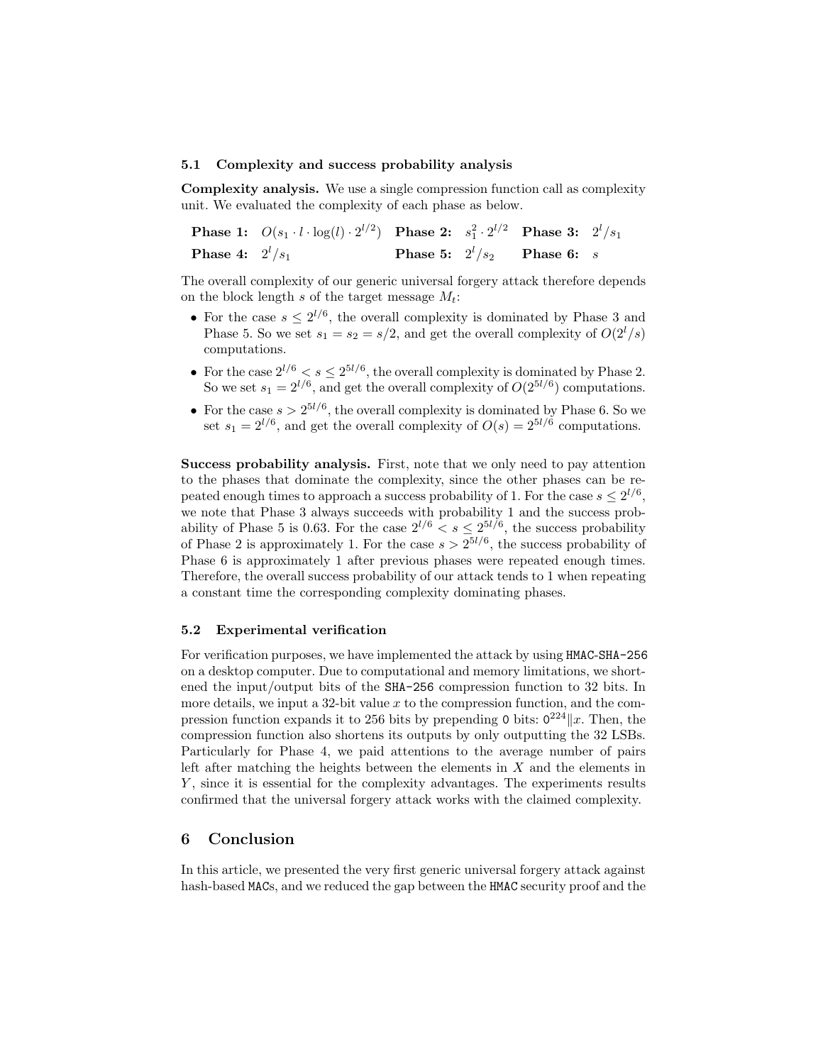### 5.1 Complexity and success probability analysis

**Complexity analysis.** We use a single compression function call as complexity unit. We evaluated the complexity of each phase as below.

| | | | | | |
|---|---|---|---|---|---|
| **Phase 1:** | $O(s_1 \cdot l \cdot \log(l) \cdot 2^{l/2})$ | **Phase 2:** | $s_1^2 \cdot 2^{l/2}$ | **Phase 3:** | $2^l/s_1$ |
| **Phase 4:** | $2^l/s_1$ | **Phase 5:** | $2^l/s_2$ | **Phase 6:** | $s$ |

The overall complexity of our generic universal forgery attack therefore depends on the block length $s$ of the target message $M_t$:

- For the case $s \leq 2^{l/6}$, the overall complexity is dominated by Phase 3 and Phase 5. So we set $s_1 = s_2 = s/2$, and get the overall complexity of $O(2^l/s)$ computations.
- For the case $2^{l/6} < s \leq 2^{5l/6}$, the overall complexity is dominated by Phase 2. So we set $s_1 = 2^{l/6}$, and get the overall complexity of $O(2^{5l/6})$ computations.
- For the case $s > 2^{5l/6}$, the overall complexity is dominated by Phase 6. So we set $s_1 = 2^{l/6}$, and get the overall complexity of $O(s) = 2^{5l/6}$ computations.

**Success probability analysis.** First, note that we only need to pay attention to the phases that dominate the complexity, since the other phases can be repeated enough times to approach a success probability of 1. For the case $s \leq 2^{l/6}$, we note that Phase 3 always succeeds with probability 1 and the success probability of Phase 5 is 0.63. For the case $2^{l/6} < s \leq 2^{5l/6}$, the success probability of Phase 2 is approximately 1. For the case $s > 2^{5l/6}$, the success probability of Phase 6 is approximately 1 after previous phases were repeated enough times. Therefore, the overall success probability of our attack tends to 1 when repeating a constant time the corresponding complexity dominating phases.

### 5.2 Experimental verification

For verification purposes, we have implemented the attack by using HMAC-SHA-256 on a desktop computer. Due to computational and memory limitations, we shortened the input/output bits of the SHA-256 compression function to 32 bits. In more details, we input a 32-bit value $x$ to the compression function, and the compression function expands it to 256 bits by prepending 0 bits: $0^{224} \| x$. Then, the compression function also shortens its outputs by only outputting the 32 LSBs. Particularly for Phase 4, we paid attentions to the average number of pairs left after matching the heights between the elements in $X$ and the elements in $Y$, since it is essential for the complexity advantages. The experiments results confirmed that the universal forgery attack works with the claimed complexity.

## 6 Conclusion

In this article, we presented the very first generic universal forgery attack against hash-based MACs, and we reduced the gap between the HMAC security proof and the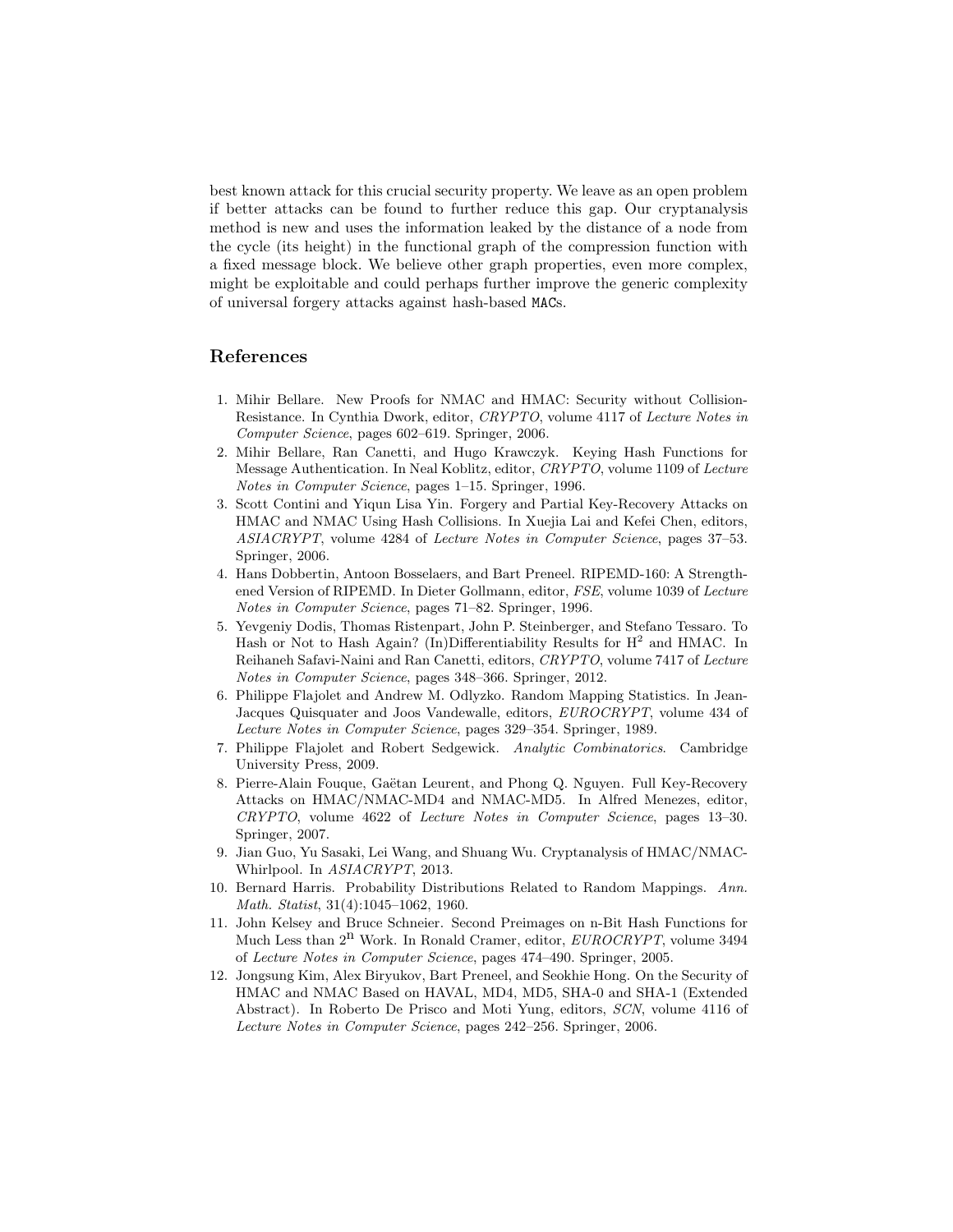best known attack for this crucial security property. We leave as an open problem if better attacks can be found to further reduce this gap. Our cryptanalysis method is new and uses the information leaked by the distance of a node from the cycle (its height) in the functional graph of the compression function with a fixed message block. We believe other graph properties, even more complex, might be exploitable and could perhaps further improve the generic complexity of universal forgery attacks against hash-based MACs.

## References

1. Mihir Bellare. New Proofs for NMAC and HMAC: Security without Collision-Resistance. In Cynthia Dwork, editor, *CRYPTO*, volume 4117 of *Lecture Notes in Computer Science*, pages 602–619. Springer, 2006.
2. Mihir Bellare, Ran Canetti, and Hugo Krawczyk. Keying Hash Functions for Message Authentication. In Neal Koblitz, editor, *CRYPTO*, volume 1109 of *Lecture Notes in Computer Science*, pages 1–15. Springer, 1996.
3. Scott Contini and Yiqun Lisa Yin. Forgery and Partial Key-Recovery Attacks on HMAC and NMAC Using Hash Collisions. In Xuejia Lai and Kefei Chen, editors, *ASIACRYPT*, volume 4284 of *Lecture Notes in Computer Science*, pages 37–53. Springer, 2006.
4. Hans Dobbertin, Antoon Bosselaers, and Bart Preneel. RIPEMD-160: A Strengthened Version of RIPEMD. In Dieter Gollmann, editor, *FSE*, volume 1039 of *Lecture Notes in Computer Science*, pages 71–82. Springer, 1996.
5. Yevgeniy Dodis, Thomas Ristenpart, John P. Steinberger, and Stefano Tessaro. To Hash or Not to Hash Again? (In)Differentiability Results for $H^2$ and HMAC. In Reihaneh Safavi-Naini and Ran Canetti, editors, *CRYPTO*, volume 7417 of *Lecture Notes in Computer Science*, pages 348–366. Springer, 2012.
6. Philippe Flajolet and Andrew M. Odlyzko. Random Mapping Statistics. In Jean-Jacques Quisquater and Joos Vandewalle, editors, *EUROCRYPT*, volume 434 of *Lecture Notes in Computer Science*, pages 329–354. Springer, 1989.
7. Philippe Flajolet and Robert Sedgewick. *Analytic Combinatorics*. Cambridge University Press, 2009.
8. Pierre-Alain Fouque, Gaëtan Leurent, and Phong Q. Nguyen. Full Key-Recovery Attacks on HMAC/NMAC-MD4 and NMAC-MD5. In Alfred Menezes, editor, *CRYPTO*, volume 4622 of *Lecture Notes in Computer Science*, pages 13–30. Springer, 2007.
9. Jian Guo, Yu Sasaki, Lei Wang, and Shuang Wu. Cryptanalysis of HMAC/NMAC-Whirlpool. In *ASIACRYPT*, 2013.
10. Bernard Harris. Probability Distributions Related to Random Mappings. *Ann. Math. Statist*, 31(4):1045–1062, 1960.
11. John Kelsey and Bruce Schneier. Second Preimages on n-Bit Hash Functions for Much Less than $2^n$ Work. In Ronald Cramer, editor, *EUROCRYPT*, volume 3494 of *Lecture Notes in Computer Science*, pages 474–490. Springer, 2005.
12. Jongsung Kim, Alex Biryukov, Bart Preneel, and Seokhie Hong. On the Security of HMAC and NMAC Based on HAVAL, MD4, MD5, SHA-0 and SHA-1 (Extended Abstract). In Roberto De Prisco and Moti Yung, editors, *SCN*, volume 4116 of *Lecture Notes in Computer Science*, pages 242–256. Springer, 2006.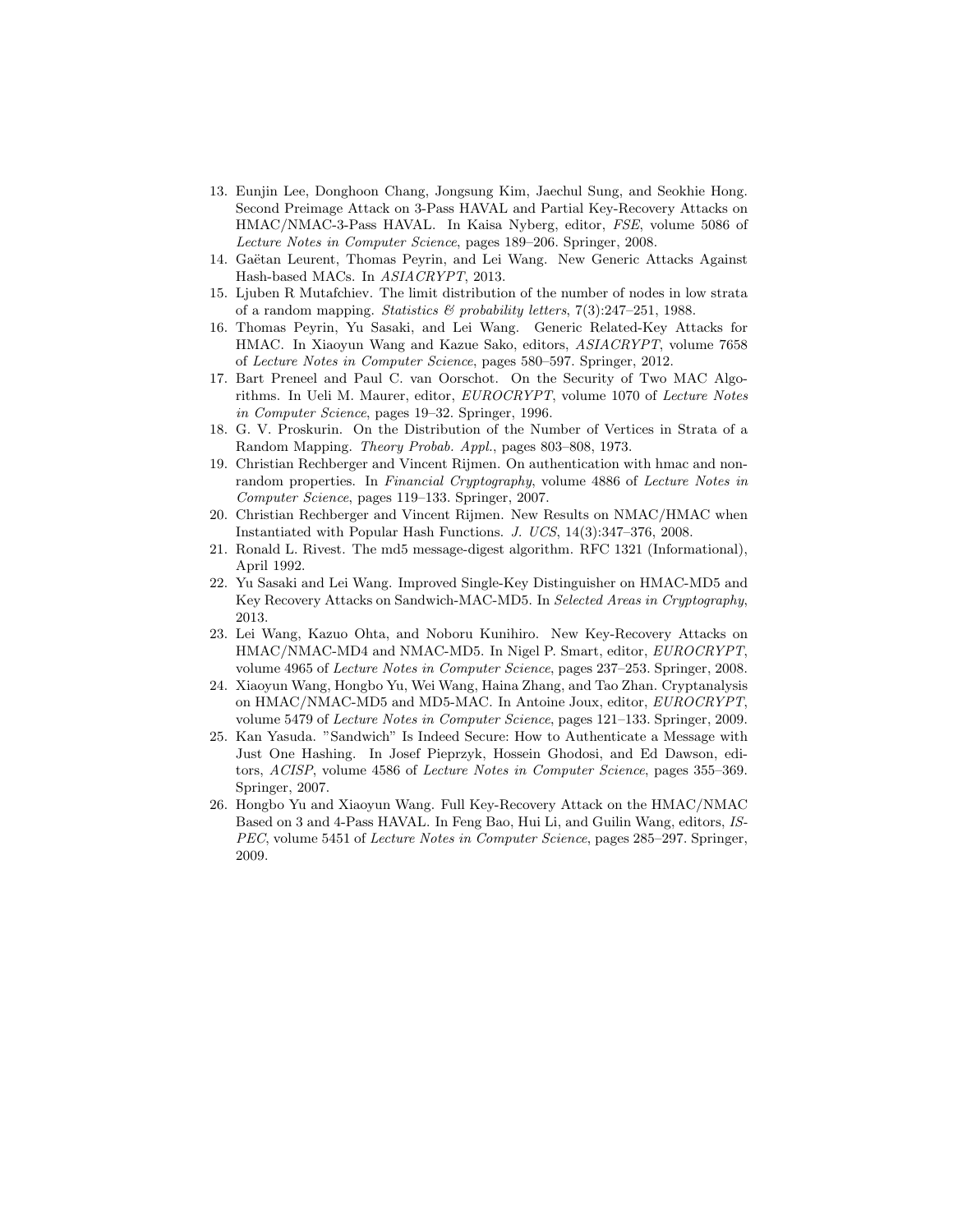13. Eunjin Lee, Donghoon Chang, Jongsung Kim, Jaechul Sung, and Seokhie Hong. Second Preimage Attack on 3-Pass HAVAL and Partial Key-Recovery Attacks on HMAC/NMAC-3-Pass HAVAL. In Kaisa Nyberg, editor, *FSE*, volume 5086 of *Lecture Notes in Computer Science*, pages 189–206. Springer, 2008.
14. Gaëtan Leurent, Thomas Peyrin, and Lei Wang. New Generic Attacks Against Hash-based MACs. In *ASIACRYPT*, 2013.
15. Ljuben R Mutafchiev. The limit distribution of the number of nodes in low strata of a random mapping. *Statistics & probability letters*, 7(3):247–251, 1988.
16. Thomas Peyrin, Yu Sasaki, and Lei Wang. Generic Related-Key Attacks for HMAC. In Xiaoyun Wang and Kazue Sako, editors, *ASIACRYPT*, volume 7658 of *Lecture Notes in Computer Science*, pages 580–597. Springer, 2012.
17. Bart Preneel and Paul C. van Oorschot. On the Security of Two MAC Algorithms. In Ueli M. Maurer, editor, *EUROCRYPT*, volume 1070 of *Lecture Notes in Computer Science*, pages 19–32. Springer, 1996.
18. G. V. Proskurin. On the Distribution of the Number of Vertices in Strata of a Random Mapping. *Theory Probab. Appl.*, pages 803–808, 1973.
19. Christian Rechberger and Vincent Rijmen. On authentication with hmac and non-random properties. In *Financial Cryptography*, volume 4886 of *Lecture Notes in Computer Science*, pages 119–133. Springer, 2007.
20. Christian Rechberger and Vincent Rijmen. New Results on NMAC/HMAC when Instantiated with Popular Hash Functions. *J. UCS*, 14(3):347–376, 2008.
21. Ronald L. Rivest. The md5 message-digest algorithm. RFC 1321 (Informational), April 1992.
22. Yu Sasaki and Lei Wang. Improved Single-Key Distinguisher on HMAC-MD5 and Key Recovery Attacks on Sandwich-MAC-MD5. In *Selected Areas in Cryptography*, 2013.
23. Lei Wang, Kazuo Ohta, and Noboru Kunihiro. New Key-Recovery Attacks on HMAC/NMAC-MD4 and NMAC-MD5. In Nigel P. Smart, editor, *EUROCRYPT*, volume 4965 of *Lecture Notes in Computer Science*, pages 237–253. Springer, 2008.
24. Xiaoyun Wang, Hongbo Yu, Wei Wang, Haina Zhang, and Tao Zhan. Cryptanalysis on HMAC/NMAC-MD5 and MD5-MAC. In Antoine Joux, editor, *EUROCRYPT*, volume 5479 of *Lecture Notes in Computer Science*, pages 121–133. Springer, 2009.
25. Kan Yasuda. "Sandwich" Is Indeed Secure: How to Authenticate a Message with Just One Hashing. In Josef Pieprzyk, Hossein Ghodosi, and Ed Dawson, editors, *ACISP*, volume 4586 of *Lecture Notes in Computer Science*, pages 355–369. Springer, 2007.
26. Hongbo Yu and Xiaoyun Wang. Full Key-Recovery Attack on the HMAC/NMAC Based on 3 and 4-Pass HAVAL. In Feng Bao, Hui Li, and Guilin Wang, editors, *ISPEC*, volume 5451 of *Lecture Notes in Computer Science*, pages 285–297. Springer, 2009.